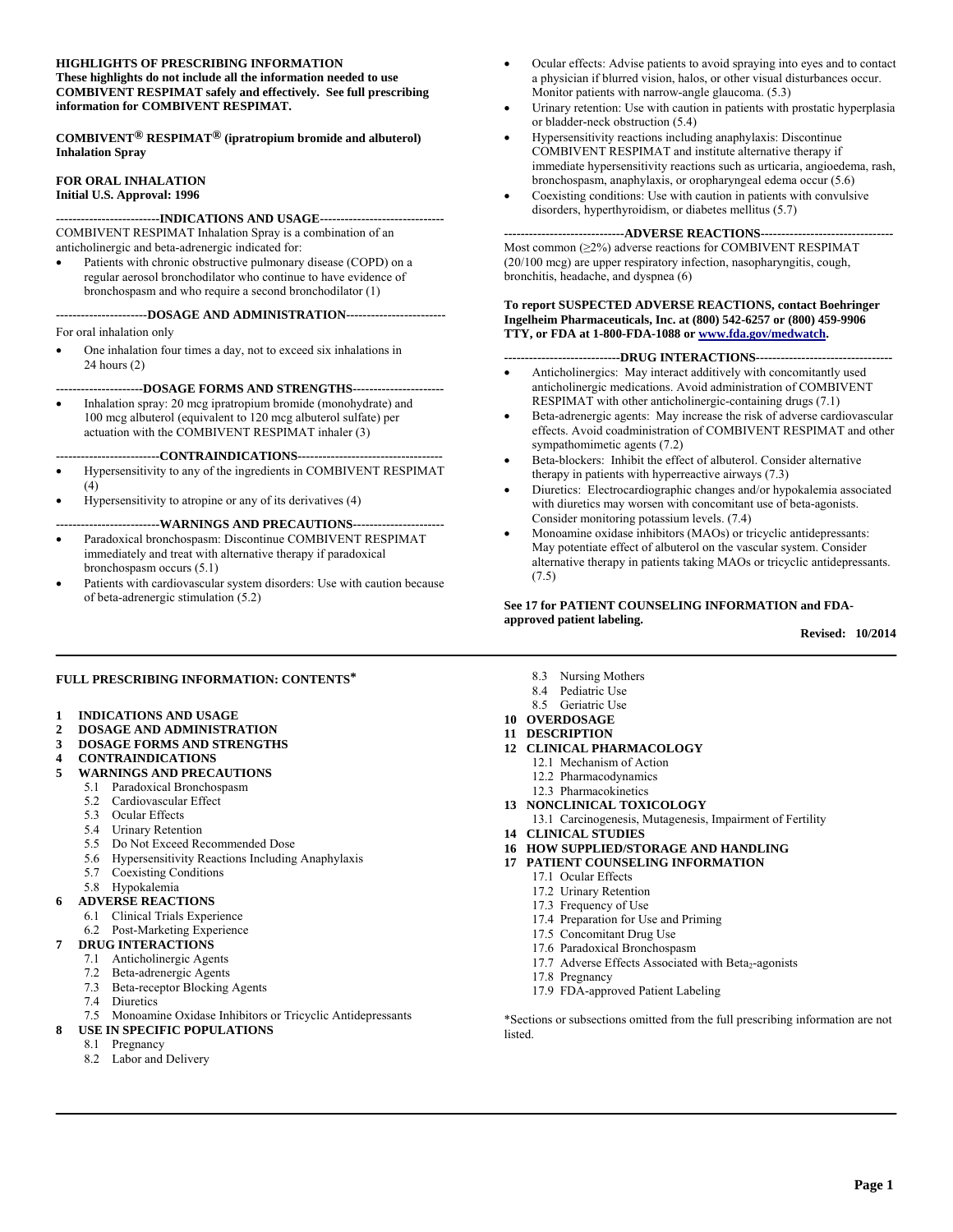**HIGHLIGHTS OF PRESCRIBING INFORMATION**
**These highlights do not include all the information needed to use COMBIVENT RESPIMAT safely and effectively. See full prescribing information for COMBIVENT RESPIMAT.**

**COMBIVENT® RESPIMAT® (ipratropium bromide and albuterol) Inhalation Spray**

**FOR ORAL INHALATION**
**Initial U.S. Approval: 1996**

**INDICATIONS AND USAGE**

COMBIVENT RESPIMAT Inhalation Spray is a combination of an anticholinergic and beta-adrenergic indicated for:

- Patients with chronic obstructive pulmonary disease (COPD) on a regular aerosol bronchodilator who continue to have evidence of bronchospasm and who require a second bronchodilator (1)

**DOSAGE AND ADMINISTRATION**

For oral inhalation only

- One inhalation four times a day, not to exceed six inhalations in 24 hours (2)

**DOSAGE FORMS AND STRENGTHS**

- Inhalation spray: 20 mcg ipratropium bromide (monohydrate) and 100 mcg albuterol (equivalent to 120 mcg albuterol sulfate) per actuation with the COMBIVENT RESPIMAT inhaler (3)

**CONTRAINDICATIONS**

- Hypersensitivity to any of the ingredients in COMBIVENT RESPIMAT (4)
- Hypersensitivity to atropine or any of its derivatives (4)

**WARNINGS AND PRECAUTIONS**

- Paradoxical bronchospasm: Discontinue COMBIVENT RESPIMAT immediately and treat with alternative therapy if paradoxical bronchospasm occurs (5.1)
- Patients with cardiovascular system disorders: Use with caution because of beta-adrenergic stimulation (5.2)
- Ocular effects: Advise patients to avoid spraying into eyes and to contact a physician if blurred vision, halos, or other visual disturbances occur. Monitor patients with narrow-angle glaucoma. (5.3)
- Urinary retention: Use with caution in patients with prostatic hyperplasia or bladder-neck obstruction (5.4)
- Hypersensitivity reactions including anaphylaxis: Discontinue COMBIVENT RESPIMAT and institute alternative therapy if immediate hypersensitivity reactions such as urticaria, angioedema, rash, bronchospasm, anaphylaxis, or oropharyngeal edema occur (5.6)
- Coexisting conditions: Use with caution in patients with convulsive disorders, hyperthyroidism, or diabetes mellitus (5.7)

**ADVERSE REACTIONS**

Most common (≥2%) adverse reactions for COMBIVENT RESPIMAT (20/100 mcg) are upper respiratory infection, nasopharyngitis, cough, bronchitis, headache, and dyspnea (6)

**To report SUSPECTED ADVERSE REACTIONS, contact Boehringer Ingelheim Pharmaceuticals, Inc. at (800) 542-6257 or (800) 459-9906 TTY, or FDA at 1-800-FDA-1088 or www.fda.gov/medwatch.**

**DRUG INTERACTIONS**

- Anticholinergics: May interact additively with concomitantly used anticholinergic medications. Avoid administration of COMBIVENT RESPIMAT with other anticholinergic-containing drugs (7.1)
- Beta-adrenergic agents: May increase the risk of adverse cardiovascular effects. Avoid coadministration of COMBIVENT RESPIMAT and other sympathomimetic agents (7.2)
- Beta-blockers: Inhibit the effect of albuterol. Consider alternative therapy in patients with hyperreactive airways (7.3)
- Diuretics: Electrocardiographic changes and/or hypokalemia associated with diuretics may worsen with concomitant use of beta-agonists. Consider monitoring potassium levels. (7.4)
- Monoamine oxidase inhibitors (MAOs) or tricyclic antidepressants: May potentiate effect of albuterol on the vascular system. Consider alternative therapy in patients taking MAOs or tricyclic antidepressants. (7.5)

**See 17 for PATIENT COUNSELING INFORMATION and FDA-approved patient labeling.**

**Revised: 10/2014**

---

**FULL PRESCRIBING INFORMATION: CONTENTS***

**1 INDICATIONS AND USAGE**
**2 DOSAGE AND ADMINISTRATION**
**3 DOSAGE FORMS AND STRENGTHS**
**4 CONTRAINDICATIONS**
**5 WARNINGS AND PRECAUTIONS**
- 5.1 Paradoxical Bronchospasm
- 5.2 Cardiovascular Effect
- 5.3 Ocular Effects
- 5.4 Urinary Retention
- 5.5 Do Not Exceed Recommended Dose
- 5.6 Hypersensitivity Reactions Including Anaphylaxis
- 5.7 Coexisting Conditions
- 5.8 Hypokalemia

**6 ADVERSE REACTIONS**
- 6.1 Clinical Trials Experience
- 6.2 Post-Marketing Experience

**7 DRUG INTERACTIONS**
- 7.1 Anticholinergic Agents
- 7.2 Beta-adrenergic Agents
- 7.3 Beta-receptor Blocking Agents
- 7.4 Diuretics
- 7.5 Monoamine Oxidase Inhibitors or Tricyclic Antidepressants

**8 USE IN SPECIFIC POPULATIONS**
- 8.1 Pregnancy
- 8.2 Labor and Delivery
- 8.3 Nursing Mothers
- 8.4 Pediatric Use
- 8.5 Geriatric Use

**10 OVERDOSAGE**
**11 DESCRIPTION**
**12 CLINICAL PHARMACOLOGY**
- 12.1 Mechanism of Action
- 12.2 Pharmacodynamics
- 12.3 Pharmacokinetics

**13 NONCLINICAL TOXICOLOGY**
- 13.1 Carcinogenesis, Mutagenesis, Impairment of Fertility

**14 CLINICAL STUDIES**
**16 HOW SUPPLIED/STORAGE AND HANDLING**
**17 PATIENT COUNSELING INFORMATION**
- 17.1 Ocular Effects
- 17.2 Urinary Retention
- 17.3 Frequency of Use
- 17.4 Preparation for Use and Priming
- 17.5 Concomitant Drug Use
- 17.6 Paradoxical Bronchospasm
- 17.7 Adverse Effects Associated with $Beta_2$-agonists
- 17.8 Pregnancy
- 17.9 FDA-approved Patient Labeling

*Sections or subsections omitted from the full prescribing information are not listed.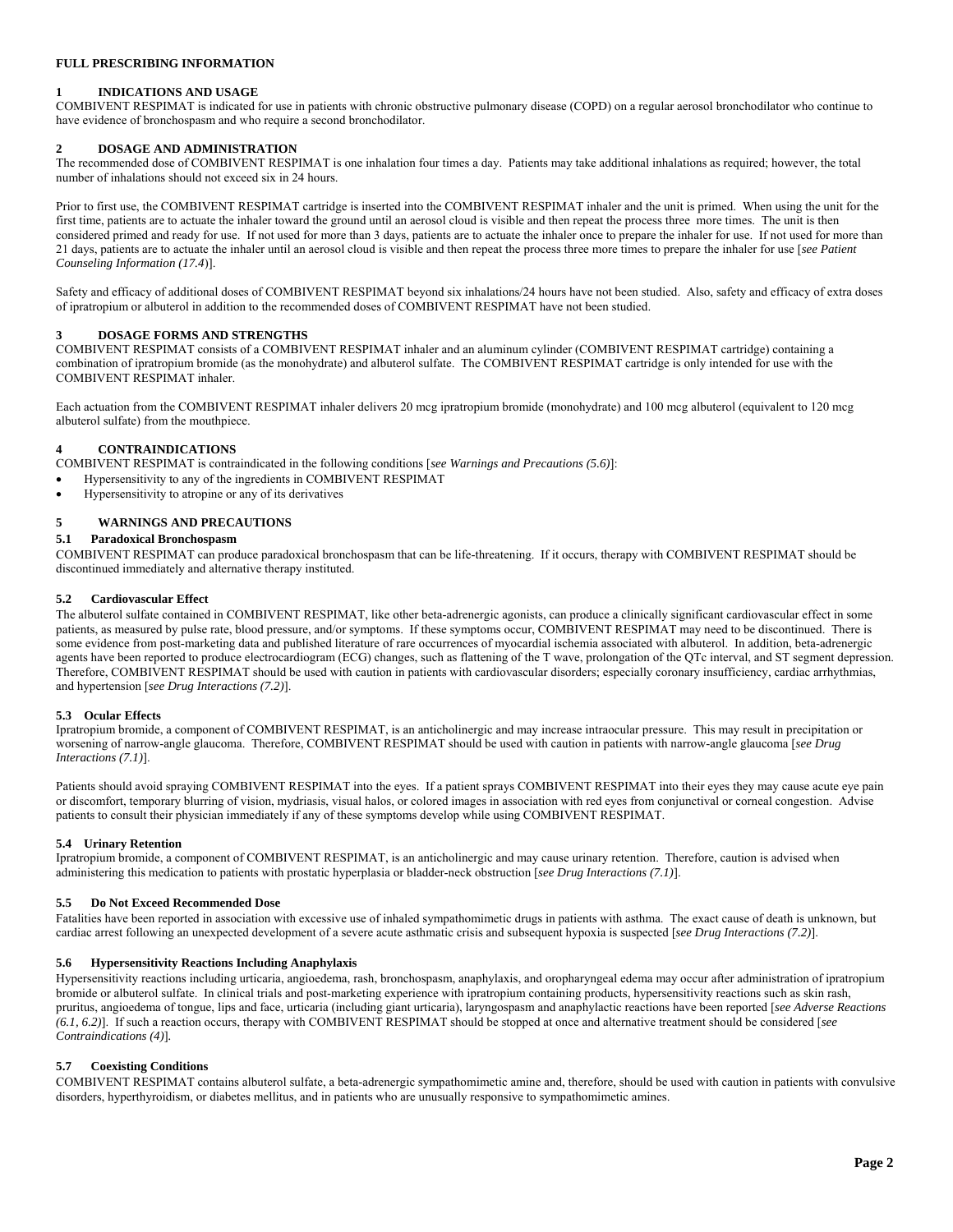# FULL PRESCRIBING INFORMATION

## 1 INDICATIONS AND USAGE

COMBIVENT RESPIMAT is indicated for use in patients with chronic obstructive pulmonary disease (COPD) on a regular aerosol bronchodilator who continue to have evidence of bronchospasm and who require a second bronchodilator.

## 2 DOSAGE AND ADMINISTRATION

The recommended dose of COMBIVENT RESPIMAT is one inhalation four times a day. Patients may take additional inhalations as required; however, the total number of inhalations should not exceed six in 24 hours.

Prior to first use, the COMBIVENT RESPIMAT cartridge is inserted into the COMBIVENT RESPIMAT inhaler and the unit is primed. When using the unit for the first time, patients are to actuate the inhaler toward the ground until an aerosol cloud is visible and then repeat the process three more times. The unit is then considered primed and ready for use. If not used for more than 3 days, patients are to actuate the inhaler once to prepare the inhaler for use. If not used for more than 21 days, patients are to actuate the inhaler until an aerosol cloud is visible and then repeat the process three more times to prepare the inhaler for use [*see Patient Counseling Information (17.4)*].

Safety and efficacy of additional doses of COMBIVENT RESPIMAT beyond six inhalations/24 hours have not been studied. Also, safety and efficacy of extra doses of ipratropium or albuterol in addition to the recommended doses of COMBIVENT RESPIMAT have not been studied.

## 3 DOSAGE FORMS AND STRENGTHS

COMBIVENT RESPIMAT consists of a COMBIVENT RESPIMAT inhaler and an aluminum cylinder (COMBIVENT RESPIMAT cartridge) containing a combination of ipratropium bromide (as the monohydrate) and albuterol sulfate. The COMBIVENT RESPIMAT cartridge is only intended for use with the COMBIVENT RESPIMAT inhaler.

Each actuation from the COMBIVENT RESPIMAT inhaler delivers 20 mcg ipratropium bromide (monohydrate) and 100 mcg albuterol (equivalent to 120 mcg albuterol sulfate) from the mouthpiece.

## 4 CONTRAINDICATIONS

COMBIVENT RESPIMAT is contraindicated in the following conditions [*see Warnings and Precautions (5.6)*]:

- Hypersensitivity to any of the ingredients in COMBIVENT RESPIMAT
- Hypersensitivity to atropine or any of its derivatives

## 5 WARNINGS AND PRECAUTIONS

### 5.1 Paradoxical Bronchospasm

COMBIVENT RESPIMAT can produce paradoxical bronchospasm that can be life-threatening. If it occurs, therapy with COMBIVENT RESPIMAT should be discontinued immediately and alternative therapy instituted.

### 5.2 Cardiovascular Effect

The albuterol sulfate contained in COMBIVENT RESPIMAT, like other beta-adrenergic agonists, can produce a clinically significant cardiovascular effect in some patients, as measured by pulse rate, blood pressure, and/or symptoms. If these symptoms occur, COMBIVENT RESPIMAT may need to be discontinued. There is some evidence from post-marketing data and published literature of rare occurrences of myocardial ischemia associated with albuterol. In addition, beta-adrenergic agents have been reported to produce electrocardiogram (ECG) changes, such as flattening of the T wave, prolongation of the QTc interval, and ST segment depression. Therefore, COMBIVENT RESPIMAT should be used with caution in patients with cardiovascular disorders; especially coronary insufficiency, cardiac arrhythmias, and hypertension [*see Drug Interactions (7.2)*].

### 5.3 Ocular Effects

Ipratropium bromide, a component of COMBIVENT RESPIMAT, is an anticholinergic and may increase intraocular pressure. This may result in precipitation or worsening of narrow-angle glaucoma. Therefore, COMBIVENT RESPIMAT should be used with caution in patients with narrow-angle glaucoma [*see Drug Interactions (7.1)*].

Patients should avoid spraying COMBIVENT RESPIMAT into the eyes. If a patient sprays COMBIVENT RESPIMAT into their eyes they may cause acute eye pain or discomfort, temporary blurring of vision, mydriasis, visual halos, or colored images in association with red eyes from conjunctival or corneal congestion. Advise patients to consult their physician immediately if any of these symptoms develop while using COMBIVENT RESPIMAT.

### 5.4 Urinary Retention

Ipratropium bromide, a component of COMBIVENT RESPIMAT, is an anticholinergic and may cause urinary retention. Therefore, caution is advised when administering this medication to patients with prostatic hyperplasia or bladder-neck obstruction [*see Drug Interactions (7.1)*].

### 5.5 Do Not Exceed Recommended Dose

Fatalities have been reported in association with excessive use of inhaled sympathomimetic drugs in patients with asthma. The exact cause of death is unknown, but cardiac arrest following an unexpected development of a severe acute asthmatic crisis and subsequent hypoxia is suspected [*see Drug Interactions (7.2)*].

### 5.6 Hypersensitivity Reactions Including Anaphylaxis

Hypersensitivity reactions including urticaria, angioedema, rash, bronchospasm, anaphylaxis, and oropharyngeal edema may occur after administration of ipratropium bromide or albuterol sulfate. In clinical trials and post-marketing experience with ipratropium containing products, hypersensitivity reactions such as skin rash, pruritus, angioedema of tongue, lips and face, urticaria (including giant urticaria), laryngospasm and anaphylactic reactions have been reported [*see Adverse Reactions (6.1, 6.2)*]. If such a reaction occurs, therapy with COMBIVENT RESPIMAT should be stopped at once and alternative treatment should be considered [*see Contraindications (4)*].

### 5.7 Coexisting Conditions

COMBIVENT RESPIMAT contains albuterol sulfate, a beta-adrenergic sympathomimetic amine and, therefore, should be used with caution in patients with convulsive disorders, hyperthyroidism, or diabetes mellitus, and in patients who are unusually responsive to sympathomimetic amines.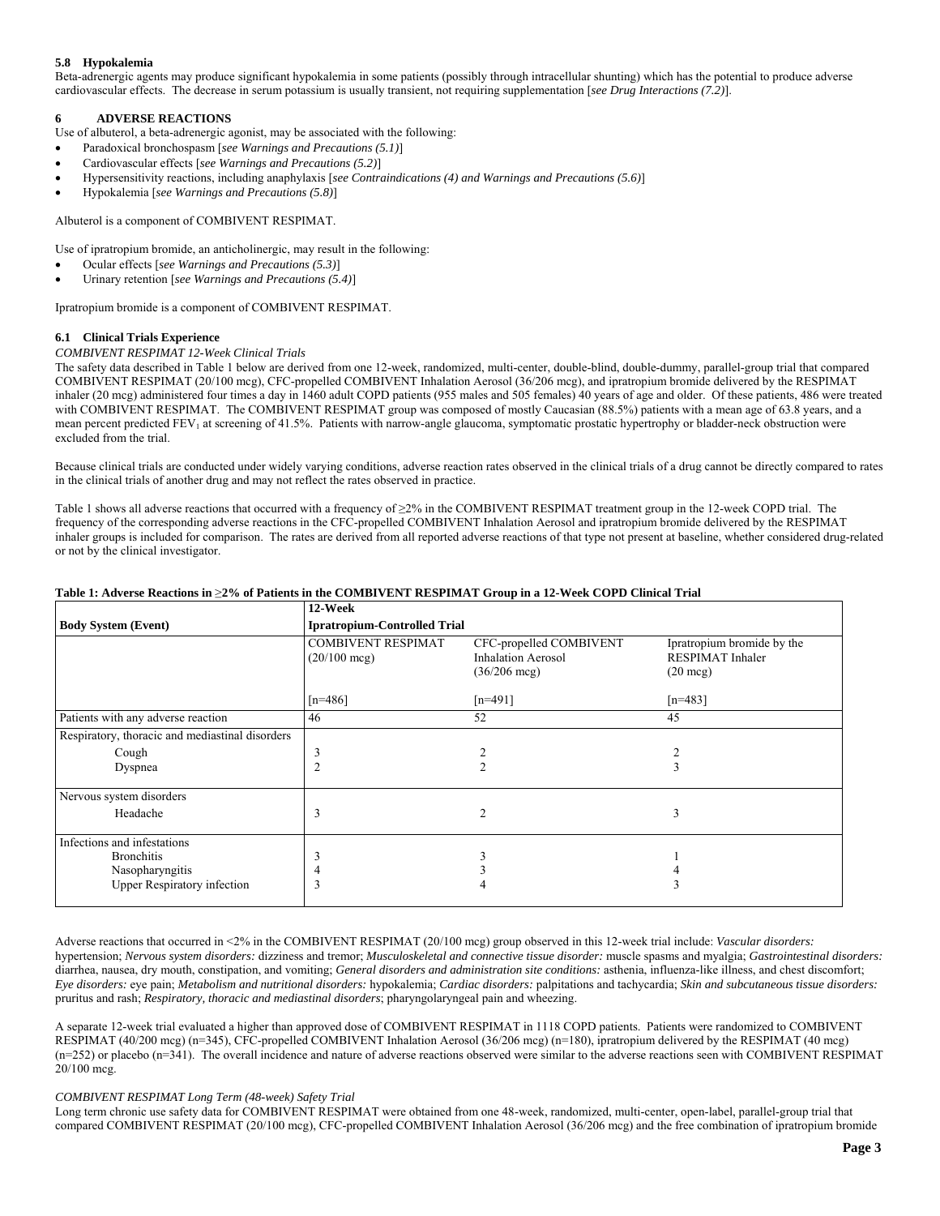### 5.8 Hypokalemia

Beta-adrenergic agents may produce significant hypokalemia in some patients (possibly through intracellular shunting) which has the potential to produce adverse cardiovascular effects. The decrease in serum potassium is usually transient, not requiring supplementation [*see Drug Interactions (7.2)*].

## 6 ADVERSE REACTIONS

Use of albuterol, a beta-adrenergic agonist, may be associated with the following:

- Paradoxical bronchospasm [*see Warnings and Precautions (5.1)*]
- Cardiovascular effects [*see Warnings and Precautions (5.2)*]
- Hypersensitivity reactions, including anaphylaxis [*see Contraindications (4) and Warnings and Precautions (5.6)*]
- Hypokalemia [*see Warnings and Precautions (5.8)*]

Albuterol is a component of COMBIVENT RESPIMAT.

Use of ipratropium bromide, an anticholinergic, may result in the following:

- Ocular effects [*see Warnings and Precautions (5.3)*]
- Urinary retention [*see Warnings and Precautions (5.4)*]

Ipratropium bromide is a component of COMBIVENT RESPIMAT.

### 6.1 Clinical Trials Experience

*COMBIVENT RESPIMAT 12-Week Clinical Trials*

The safety data described in Table 1 below are derived from one 12-week, randomized, multi-center, double-blind, double-dummy, parallel-group trial that compared COMBIVENT RESPIMAT (20/100 mcg), CFC-propelled COMBIVENT Inhalation Aerosol (36/206 mcg), and ipratropium bromide delivered by the RESPIMAT inhaler (20 mcg) administered four times a day in 1460 adult COPD patients (955 males and 505 females) 40 years of age and older. Of these patients, 486 were treated with COMBIVENT RESPIMAT. The COMBIVENT RESPIMAT group was composed of mostly Caucasian (88.5%) patients with a mean age of 63.8 years, and a mean percent predicted $FEV_1$ at screening of 41.5%. Patients with narrow-angle glaucoma, symptomatic prostatic hypertrophy or bladder-neck obstruction were excluded from the trial.

Because clinical trials are conducted under widely varying conditions, adverse reaction rates observed in the clinical trials of a drug cannot be directly compared to rates in the clinical trials of another drug and may not reflect the rates observed in practice.

Table 1 shows all adverse reactions that occurred with a frequency of ≥2% in the COMBIVENT RESPIMAT treatment group in the 12-week COPD trial. The frequency of the corresponding adverse reactions in the CFC-propelled COMBIVENT Inhalation Aerosol and ipratropium bromide delivered by the RESPIMAT inhaler groups is included for comparison. The rates are derived from all reported adverse reactions of that type not present at baseline, whether considered drug-related or not by the clinical investigator.

**Table 1: Adverse Reactions in ≥2% of Patients in the COMBIVENT RESPIMAT Group in a 12-Week COPD Clinical Trial**

| Body System (Event) | 12-Week Ipratropium-Controlled Trial | | |
|---|---|---|---|
| | COMBIVENT RESPIMAT (20/100 mcg) [n=486] | CFC-propelled COMBIVENT Inhalation Aerosol (36/206 mcg) [n=491] | Ipratropium bromide by the RESPIMAT Inhaler (20 mcg) [n=483] |
| Patients with any adverse reaction | 46 | 52 | 45 |
| Respiratory, thoracic and mediastinal disorders | | | |
| Cough | 3 | 2 | 2 |
| Dyspnea | 2 | 2 | 3 |
| Nervous system disorders | | | |
| Headache | 3 | 2 | 3 |
| Infections and infestations | | | |
| Bronchitis | 3 | 3 | 1 |
| Nasopharyngitis | 4 | 3 | 4 |
| Upper Respiratory infection | 3 | 4 | 3 |

Adverse reactions that occurred in <2% in the COMBIVENT RESPIMAT (20/100 mcg) group observed in this 12-week trial include: *Vascular disorders:* hypertension; *Nervous system disorders:* dizziness and tremor; *Musculoskeletal and connective tissue disorder:* muscle spasms and myalgia; *Gastrointestinal disorders:* diarrhea, nausea, dry mouth, constipation, and vomiting; *General disorders and administration site conditions:* asthenia, influenza-like illness, and chest discomfort; *Eye disorders:* eye pain; *Metabolism and nutritional disorders:* hypokalemia; *Cardiac disorders:* palpitations and tachycardia; *Skin and subcutaneous tissue disorders:* pruritus and rash; *Respiratory, thoracic and mediastinal disorders*; pharyngolaryngeal pain and wheezing.

A separate 12-week trial evaluated a higher than approved dose of COMBIVENT RESPIMAT in 1118 COPD patients. Patients were randomized to COMBIVENT RESPIMAT (40/200 mcg) (n=345), CFC-propelled COMBIVENT Inhalation Aerosol (36/206 mcg) (n=180), ipratropium delivered by the RESPIMAT (40 mcg) (n=252) or placebo (n=341). The overall incidence and nature of adverse reactions observed were similar to the adverse reactions seen with COMBIVENT RESPIMAT 20/100 mcg.

*COMBIVENT RESPIMAT Long Term (48-week) Safety Trial*

Long term chronic use safety data for COMBIVENT RESPIMAT were obtained from one 48-week, randomized, multi-center, open-label, parallel-group trial that compared COMBIVENT RESPIMAT (20/100 mcg), CFC-propelled COMBIVENT Inhalation Aerosol (36/206 mcg) and the free combination of ipratropium bromide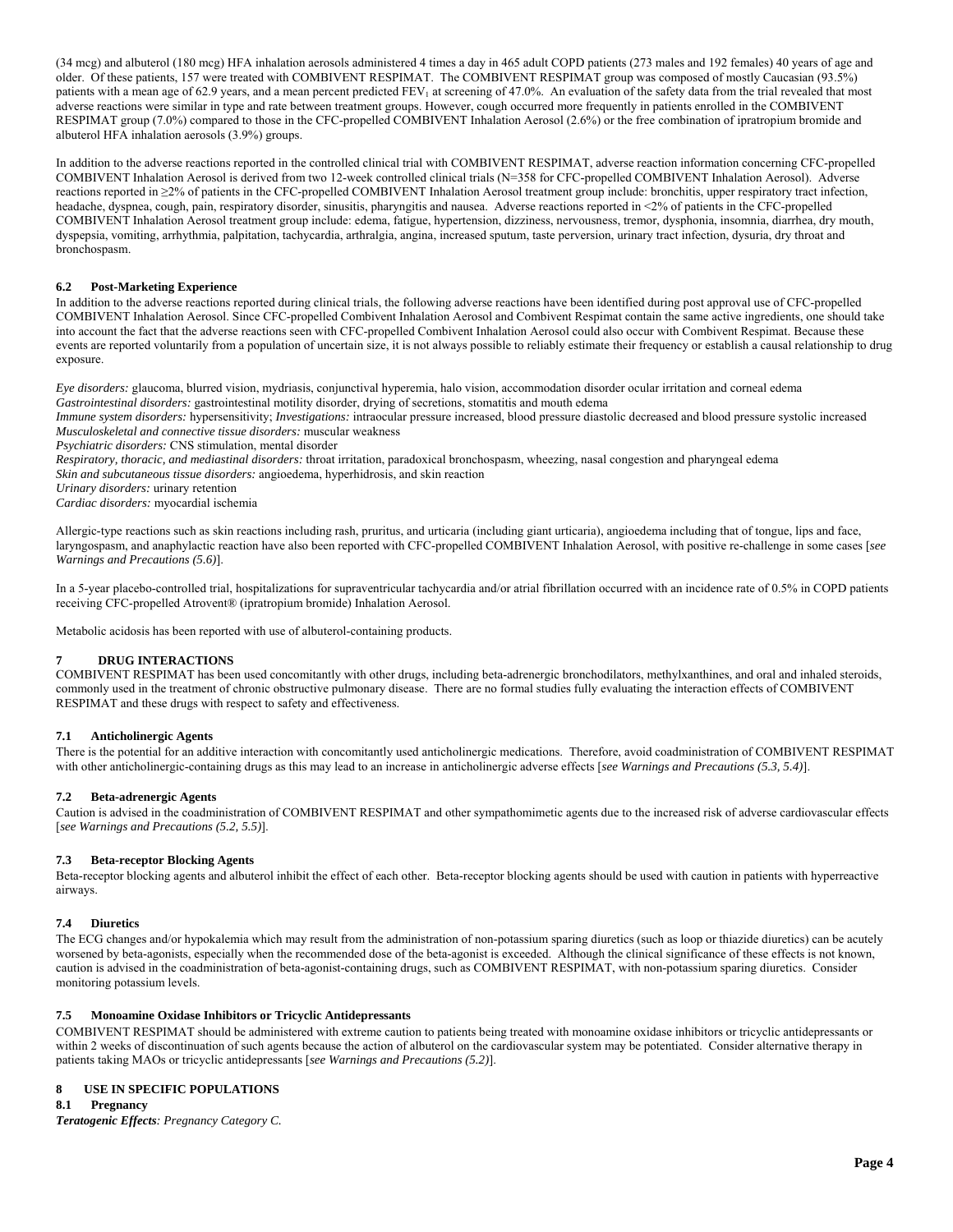(34 mcg) and albuterol (180 mcg) HFA inhalation aerosols administered 4 times a day in 465 adult COPD patients (273 males and 192 females) 40 years of age and older. Of these patients, 157 were treated with COMBIVENT RESPIMAT. The COMBIVENT RESPIMAT group was composed of mostly Caucasian (93.5%) patients with a mean age of 62.9 years, and a mean percent predicted $FEV_1$ at screening of 47.0%. An evaluation of the safety data from the trial revealed that most adverse reactions were similar in type and rate between treatment groups. However, cough occurred more frequently in patients enrolled in the COMBIVENT RESPIMAT group (7.0%) compared to those in the CFC-propelled COMBIVENT Inhalation Aerosol (2.6%) or the free combination of ipratropium bromide and albuterol HFA inhalation aerosols (3.9%) groups.

In addition to the adverse reactions reported in the controlled clinical trial with COMBIVENT RESPIMAT, adverse reaction information concerning CFC-propelled COMBIVENT Inhalation Aerosol is derived from two 12-week controlled clinical trials (N=358 for CFC-propelled COMBIVENT Inhalation Aerosol). Adverse reactions reported in ≥2% of patients in the CFC-propelled COMBIVENT Inhalation Aerosol treatment group include: bronchitis, upper respiratory tract infection, headache, dyspnea, cough, pain, respiratory disorder, sinusitis, pharyngitis and nausea. Adverse reactions reported in <2% of patients in the CFC-propelled COMBIVENT Inhalation Aerosol treatment group include: edema, fatigue, hypertension, dizziness, nervousness, tremor, dysphonia, insomnia, diarrhea, dry mouth, dyspepsia, vomiting, arrhythmia, palpitation, tachycardia, arthralgia, angina, increased sputum, taste perversion, urinary tract infection, dysuria, dry throat and bronchospasm.

### 6.2 Post-Marketing Experience

In addition to the adverse reactions reported during clinical trials, the following adverse reactions have been identified during post approval use of CFC-propelled COMBIVENT Inhalation Aerosol. Since CFC-propelled Combivent Inhalation Aerosol and Combivent Respimat contain the same active ingredients, one should take into account the fact that the adverse reactions seen with CFC-propelled Combivent Inhalation Aerosol could also occur with Combivent Respimat. Because these events are reported voluntarily from a population of uncertain size, it is not always possible to reliably estimate their frequency or establish a causal relationship to drug exposure.

*Eye disorders:* glaucoma, blurred vision, mydriasis, conjunctival hyperemia, halo vision, accommodation disorder ocular irritation and corneal edema
*Gastrointestinal disorders:* gastrointestinal motility disorder, drying of secretions, stomatitis and mouth edema
*Immune system disorders:* hypersensitivity; *Investigations:* intraocular pressure increased, blood pressure diastolic decreased and blood pressure systolic increased
*Musculoskeletal and connective tissue disorders:* muscular weakness
*Psychiatric disorders:* CNS stimulation, mental disorder
*Respiratory, thoracic, and mediastinal disorders:* throat irritation, paradoxical bronchospasm, wheezing, nasal congestion and pharyngeal edema
*Skin and subcutaneous tissue disorders:* angioedema, hyperhidrosis, and skin reaction
*Urinary disorders:* urinary retention
*Cardiac disorders:* myocardial ischemia

Allergic-type reactions such as skin reactions including rash, pruritus, and urticaria (including giant urticaria), angioedema including that of tongue, lips and face, laryngospasm, and anaphylactic reaction have also been reported with CFC-propelled COMBIVENT Inhalation Aerosol, with positive re-challenge in some cases [*see Warnings and Precautions (5.6)*].

In a 5-year placebo-controlled trial, hospitalizations for supraventricular tachycardia and/or atrial fibrillation occurred with an incidence rate of 0.5% in COPD patients receiving CFC-propelled Atrovent® (ipratropium bromide) Inhalation Aerosol.

Metabolic acidosis has been reported with use of albuterol-containing products.

## 7 DRUG INTERACTIONS

COMBIVENT RESPIMAT has been used concomitantly with other drugs, including beta-adrenergic bronchodilators, methylxanthines, and oral and inhaled steroids, commonly used in the treatment of chronic obstructive pulmonary disease. There are no formal studies fully evaluating the interaction effects of COMBIVENT RESPIMAT and these drugs with respect to safety and effectiveness.

### 7.1 Anticholinergic Agents

There is the potential for an additive interaction with concomitantly used anticholinergic medications. Therefore, avoid coadministration of COMBIVENT RESPIMAT with other anticholinergic-containing drugs as this may lead to an increase in anticholinergic adverse effects [*see Warnings and Precautions (5.3, 5.4)*].

### 7.2 Beta-adrenergic Agents

Caution is advised in the coadministration of COMBIVENT RESPIMAT and other sympathomimetic agents due to the increased risk of adverse cardiovascular effects [*see Warnings and Precautions (5.2, 5.5)*].

### 7.3 Beta-receptor Blocking Agents

Beta-receptor blocking agents and albuterol inhibit the effect of each other. Beta-receptor blocking agents should be used with caution in patients with hyperreactive airways.

### 7.4 Diuretics

The ECG changes and/or hypokalemia which may result from the administration of non-potassium sparing diuretics (such as loop or thiazide diuretics) can be acutely worsened by beta-agonists, especially when the recommended dose of the beta-agonist is exceeded. Although the clinical significance of these effects is not known, caution is advised in the coadministration of beta-agonist-containing drugs, such as COMBIVENT RESPIMAT, with non-potassium sparing diuretics. Consider monitoring potassium levels.

### 7.5 Monoamine Oxidase Inhibitors or Tricyclic Antidepressants

COMBIVENT RESPIMAT should be administered with extreme caution to patients being treated with monoamine oxidase inhibitors or tricyclic antidepressants or within 2 weeks of discontinuation of such agents because the action of albuterol on the cardiovascular system may be potentiated. Consider alternative therapy in patients taking MAOs or tricyclic antidepressants [*see Warnings and Precautions (5.2)*].

## 8 USE IN SPECIFIC POPULATIONS

### 8.1 Pregnancy

***Teratogenic Effects****: Pregnancy Category C.*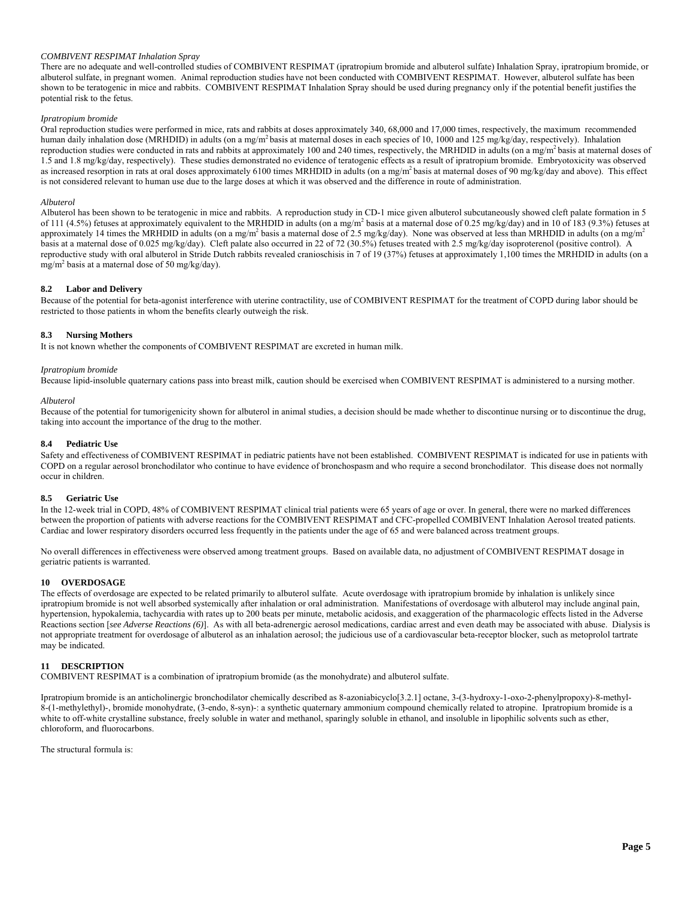*COMBIVENT RESPIMAT Inhalation Spray*

There are no adequate and well-controlled studies of COMBIVENT RESPIMAT (ipratropium bromide and albuterol sulfate) Inhalation Spray, ipratropium bromide, or albuterol sulfate, in pregnant women. Animal reproduction studies have not been conducted with COMBIVENT RESPIMAT. However, albuterol sulfate has been shown to be teratogenic in mice and rabbits. COMBIVENT RESPIMAT Inhalation Spray should be used during pregnancy only if the potential benefit justifies the potential risk to the fetus.

*Ipratropium bromide*

Oral reproduction studies were performed in mice, rats and rabbits at doses approximately 340, 68,000 and 17,000 times, respectively, the maximum recommended human daily inhalation dose (MRHDID) in adults (on a mg/$m^2$ basis at maternal doses in each species of 10, 1000 and 125 mg/kg/day, respectively). Inhalation reproduction studies were conducted in rats and rabbits at approximately 100 and 240 times, respectively, the MRHDID in adults (on a mg/$m^2$ basis at maternal doses of 1.5 and 1.8 mg/kg/day, respectively). These studies demonstrated no evidence of teratogenic effects as a result of ipratropium bromide. Embryotoxicity was observed as increased resorption in rats at oral doses approximately 6100 times MRHDID in adults (on a mg/$m^2$ basis at maternal doses of 90 mg/kg/day and above). This effect is not considered relevant to human use due to the large doses at which it was observed and the difference in route of administration.

*Albuterol*

Albuterol has been shown to be teratogenic in mice and rabbits. A reproduction study in CD-1 mice given albuterol subcutaneously showed cleft palate formation in 5 of 111 (4.5%) fetuses at approximately equivalent to the MRHDID in adults (on a mg/$m^2$ basis at a maternal dose of 0.25 mg/kg/day) and in 10 of 183 (9.3%) fetuses at approximately 14 times the MRHDID in adults (on a mg/$m^2$ basis a maternal dose of 2.5 mg/kg/day). None was observed at less than MRHDID in adults (on a mg/$m^2$ basis at a maternal dose of 0.025 mg/kg/day). Cleft palate also occurred in 22 of 72 (30.5%) fetuses treated with 2.5 mg/kg/day isoproterenol (positive control). A reproductive study with oral albuterol in Stride Dutch rabbits revealed cranioschisis in 7 of 19 (37%) fetuses at approximately 1,100 times the MRHDID in adults (on a mg/$m^2$ basis at a maternal dose of 50 mg/kg/day).

### 8.2 Labor and Delivery

Because of the potential for beta-agonist interference with uterine contractility, use of COMBIVENT RESPIMAT for the treatment of COPD during labor should be restricted to those patients in whom the benefits clearly outweigh the risk.

### 8.3 Nursing Mothers

It is not known whether the components of COMBIVENT RESPIMAT are excreted in human milk.

*Ipratropium bromide*

Because lipid-insoluble quaternary cations pass into breast milk, caution should be exercised when COMBIVENT RESPIMAT is administered to a nursing mother.

*Albuterol*

Because of the potential for tumorigenicity shown for albuterol in animal studies, a decision should be made whether to discontinue nursing or to discontinue the drug, taking into account the importance of the drug to the mother.

### 8.4 Pediatric Use

Safety and effectiveness of COMBIVENT RESPIMAT in pediatric patients have not been established. COMBIVENT RESPIMAT is indicated for use in patients with COPD on a regular aerosol bronchodilator who continue to have evidence of bronchospasm and who require a second bronchodilator. This disease does not normally occur in children.

### 8.5 Geriatric Use

In the 12-week trial in COPD, 48% of COMBIVENT RESPIMAT clinical trial patients were 65 years of age or over. In general, there were no marked differences between the proportion of patients with adverse reactions for the COMBIVENT RESPIMAT and CFC-propelled COMBIVENT Inhalation Aerosol treated patients. Cardiac and lower respiratory disorders occurred less frequently in the patients under the age of 65 and were balanced across treatment groups.

No overall differences in effectiveness were observed among treatment groups. Based on available data, no adjustment of COMBIVENT RESPIMAT dosage in geriatric patients is warranted.

## 10 OVERDOSAGE

The effects of overdosage are expected to be related primarily to albuterol sulfate. Acute overdosage with ipratropium bromide by inhalation is unlikely since ipratropium bromide is not well absorbed systemically after inhalation or oral administration. Manifestations of overdosage with albuterol may include anginal pain, hypertension, hypokalemia, tachycardia with rates up to 200 beats per minute, metabolic acidosis, and exaggeration of the pharmacologic effects listed in the Adverse Reactions section [*see Adverse Reactions (6)*]. As with all beta-adrenergic aerosol medications, cardiac arrest and even death may be associated with abuse. Dialysis is not appropriate treatment for overdosage of albuterol as an inhalation aerosol; the judicious use of a cardiovascular beta-receptor blocker, such as metoprolol tartrate may be indicated.

## 11 DESCRIPTION

COMBIVENT RESPIMAT is a combination of ipratropium bromide (as the monohydrate) and albuterol sulfate.

Ipratropium bromide is an anticholinergic bronchodilator chemically described as 8-azoniabicyclo[3.2.1] octane, 3-(3-hydroxy-1-oxo-2-phenylpropoxy)-8-methyl-8-(1-methylethyl)-, bromide monohydrate, (3-endo, 8-syn)-: a synthetic quaternary ammonium compound chemically related to atropine. Ipratropium bromide is a white to off-white crystalline substance, freely soluble in water and methanol, sparingly soluble in ethanol, and insoluble in lipophilic solvents such as ether, chloroform, and fluorocarbons.

The structural formula is: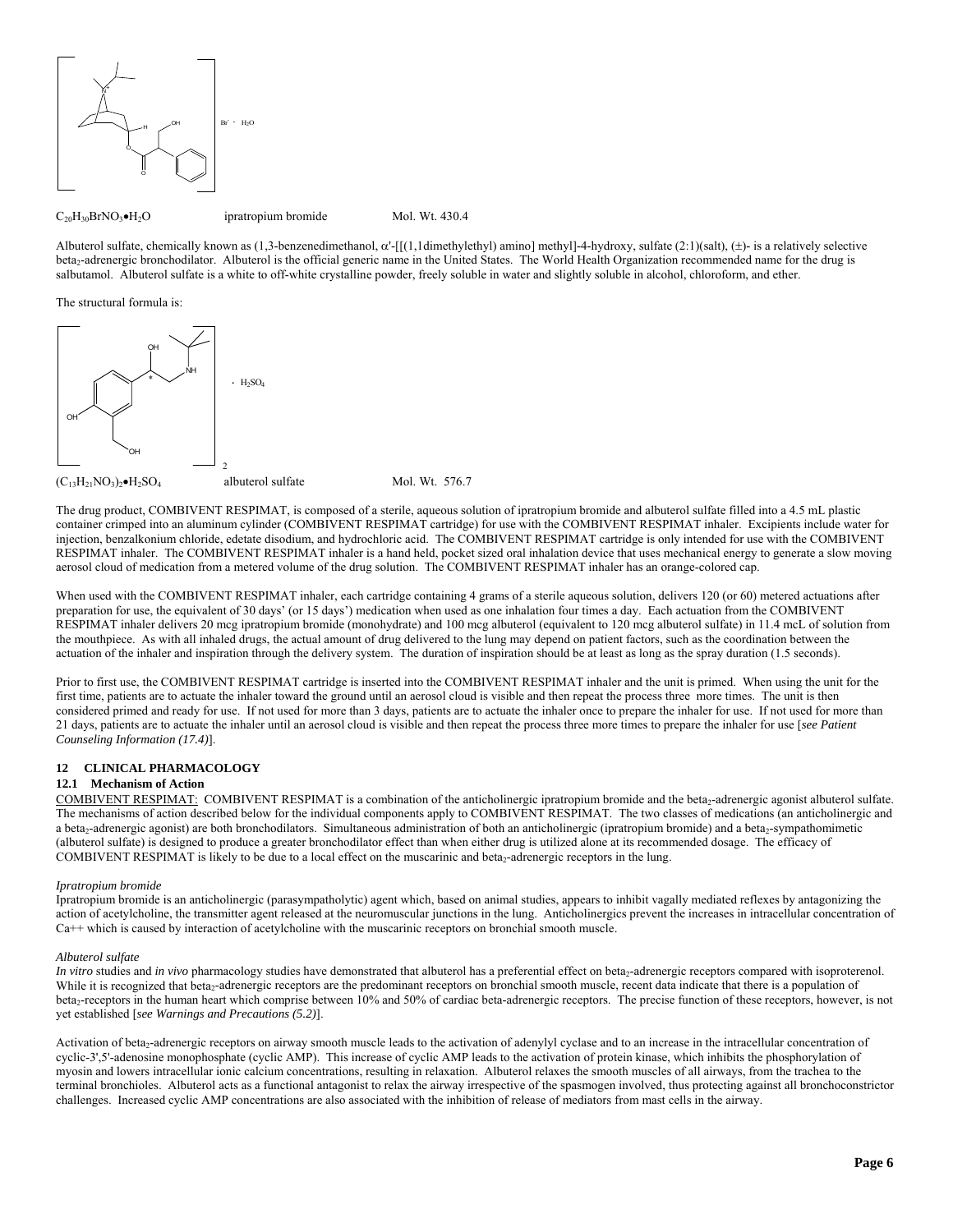$C_{20}H_{30}BrNO_3{\bullet}H_2O$ ipratropium bromide Mol. Wt. 430.4

Albuterol sulfate, chemically known as (1,3-benzenedimethanol, α'-[[(1,1dimethylethyl) amino] methyl]-4-hydroxy, sulfate (2:1)(salt), (±)- is a relatively selective beta$_2$-adrenergic bronchodilator. Albuterol is the official generic name in the United States. The World Health Organization recommended name for the drug is salbutamol. Albuterol sulfate is a white to off-white crystalline powder, freely soluble in water and slightly soluble in alcohol, chloroform, and ether.

The structural formula is:

$(C_{13}H_{21}NO_3)_2{\bullet}H_2SO_4$ albuterol sulfate Mol. Wt. 576.7

The drug product, COMBIVENT RESPIMAT, is composed of a sterile, aqueous solution of ipratropium bromide and albuterol sulfate filled into a 4.5 mL plastic container crimped into an aluminum cylinder (COMBIVENT RESPIMAT cartridge) for use with the COMBIVENT RESPIMAT inhaler. Excipients include water for injection, benzalkonium chloride, edetate disodium, and hydrochloric acid. The COMBIVENT RESPIMAT cartridge is only intended for use with the COMBIVENT RESPIMAT inhaler. The COMBIVENT RESPIMAT inhaler is a hand held, pocket sized oral inhalation device that uses mechanical energy to generate a slow moving aerosol cloud of medication from a metered volume of the drug solution. The COMBIVENT RESPIMAT inhaler has an orange-colored cap.

When used with the COMBIVENT RESPIMAT inhaler, each cartridge containing 4 grams of a sterile aqueous solution, delivers 120 (or 60) metered actuations after preparation for use, the equivalent of 30 days' (or 15 days') medication when used as one inhalation four times a day. Each actuation from the COMBIVENT RESPIMAT inhaler delivers 20 mcg ipratropium bromide (monohydrate) and 100 mcg albuterol (equivalent to 120 mcg albuterol sulfate) in 11.4 mcL of solution from the mouthpiece. As with all inhaled drugs, the actual amount of drug delivered to the lung may depend on patient factors, such as the coordination between the actuation of the inhaler and inspiration through the delivery system. The duration of inspiration should be at least as long as the spray duration (1.5 seconds).

Prior to first use, the COMBIVENT RESPIMAT cartridge is inserted into the COMBIVENT RESPIMAT inhaler and the unit is primed. When using the unit for the first time, patients are to actuate the inhaler toward the ground until an aerosol cloud is visible and then repeat the process three more times. The unit is then considered primed and ready for use. If not used for more than 3 days, patients are to actuate the inhaler once to prepare the inhaler for use. If not used for more than 21 days, patients are to actuate the inhaler until an aerosol cloud is visible and then repeat the process three more times to prepare the inhaler for use [*see Patient Counseling Information (17.4)*].

## 12 CLINICAL PHARMACOLOGY

### 12.1 Mechanism of Action

COMBIVENT RESPIMAT: COMBIVENT RESPIMAT is a combination of the anticholinergic ipratropium bromide and the beta$_2$-adrenergic agonist albuterol sulfate. The mechanisms of action described below for the individual components apply to COMBIVENT RESPIMAT. The two classes of medications (an anticholinergic and a beta$_2$-adrenergic agonist) are both bronchodilators. Simultaneous administration of both an anticholinergic (ipratropium bromide) and a beta$_2$-sympathomimetic (albuterol sulfate) is designed to produce a greater bronchodilator effect than when either drug is utilized alone at its recommended dosage. The efficacy of COMBIVENT RESPIMAT is likely to be due to a local effect on the muscarinic and beta$_2$-adrenergic receptors in the lung.

*Ipratropium bromide*

Ipratropium bromide is an anticholinergic (parasympatholytic) agent which, based on animal studies, appears to inhibit vagally mediated reflexes by antagonizing the action of acetylcholine, the transmitter agent released at the neuromuscular junctions in the lung. Anticholinergics prevent the increases in intracellular concentration of Ca++ which is caused by interaction of acetylcholine with the muscarinic receptors on bronchial smooth muscle.

*Albuterol sulfate*

*In vitro* studies and *in vivo* pharmacology studies have demonstrated that albuterol has a preferential effect on beta$_2$-adrenergic receptors compared with isoproterenol. While it is recognized that beta$_2$-adrenergic receptors are the predominant receptors on bronchial smooth muscle, recent data indicate that there is a population of beta$_2$-receptors in the human heart which comprise between 10% and 50% of cardiac beta-adrenergic receptors. The precise function of these receptors, however, is not yet established [*see Warnings and Precautions (5.2)*].

Activation of beta$_2$-adrenergic receptors on airway smooth muscle leads to the activation of adenylyl cyclase and to an increase in the intracellular concentration of cyclic-3',5'-adenosine monophosphate (cyclic AMP). This increase of cyclic AMP leads to the activation of protein kinase, which inhibits the phosphorylation of myosin and lowers intracellular ionic calcium concentrations, resulting in relaxation. Albuterol relaxes the smooth muscles of all airways, from the trachea to the terminal bronchioles. Albuterol acts as a functional antagonist to relax the airway irrespective of the spasmogen involved, thus protecting against all bronchoconstrictor challenges. Increased cyclic AMP concentrations are also associated with the inhibition of release of mediators from mast cells in the airway.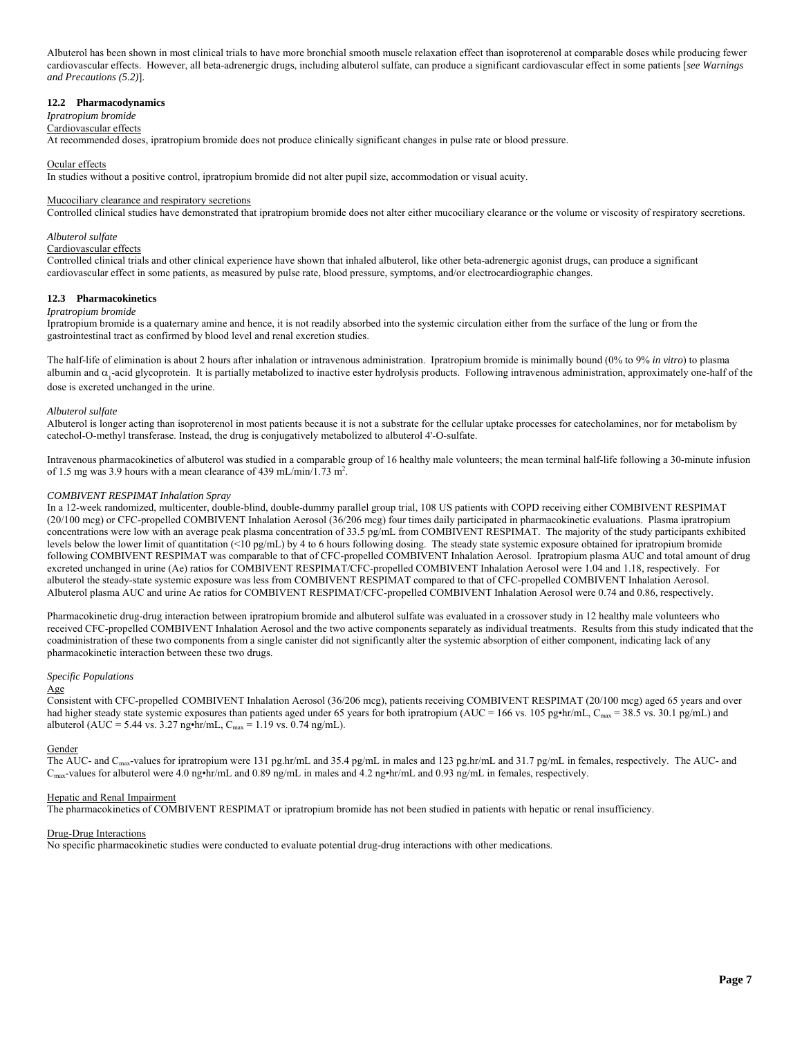Albuterol has been shown in most clinical trials to have more bronchial smooth muscle relaxation effect than isoproterenol at comparable doses while producing fewer cardiovascular effects. However, all beta-adrenergic drugs, including albuterol sulfate, can produce a significant cardiovascular effect in some patients [*see Warnings and Precautions (5.2)*].

### 12.2 Pharmacodynamics

*Ipratropium bromide*

Cardiovascular effects

At recommended doses, ipratropium bromide does not produce clinically significant changes in pulse rate or blood pressure.

Ocular effects

In studies without a positive control, ipratropium bromide did not alter pupil size, accommodation or visual acuity.

Mucociliary clearance and respiratory secretions

Controlled clinical studies have demonstrated that ipratropium bromide does not alter either mucociliary clearance or the volume or viscosity of respiratory secretions.

*Albuterol sulfate*

Cardiovascular effects

Controlled clinical trials and other clinical experience have shown that inhaled albuterol, like other beta-adrenergic agonist drugs, can produce a significant cardiovascular effect in some patients, as measured by pulse rate, blood pressure, symptoms, and/or electrocardiographic changes.

### 12.3 Pharmacokinetics

*Ipratropium bromide*

Ipratropium bromide is a quaternary amine and hence, it is not readily absorbed into the systemic circulation either from the surface of the lung or from the gastrointestinal tract as confirmed by blood level and renal excretion studies.

The half-life of elimination is about 2 hours after inhalation or intravenous administration. Ipratropium bromide is minimally bound (0% to 9% *in vitro*) to plasma albumin and $\alpha_1$-acid glycoprotein. It is partially metabolized to inactive ester hydrolysis products. Following intravenous administration, approximately one-half of the dose is excreted unchanged in the urine.

*Albuterol sulfate*

Albuterol is longer acting than isoproterenol in most patients because it is not a substrate for the cellular uptake processes for catecholamines, nor for metabolism by catechol-O-methyl transferase. Instead, the drug is conjugatively metabolized to albuterol 4'-O-sulfate.

Intravenous pharmacokinetics of albuterol was studied in a comparable group of 16 healthy male volunteers; the mean terminal half-life following a 30-minute infusion of 1.5 mg was 3.9 hours with a mean clearance of 439 mL/min/1.73 $m^2$.

*COMBIVENT RESPIMAT Inhalation Spray*

In a 12-week randomized, multicenter, double-blind, double-dummy parallel group trial, 108 US patients with COPD receiving either COMBIVENT RESPIMAT (20/100 mcg) or CFC-propelled COMBIVENT Inhalation Aerosol (36/206 mcg) four times daily participated in pharmacokinetic evaluations. Plasma ipratropium concentrations were low with an average peak plasma concentration of 33.5 pg/mL from COMBIVENT RESPIMAT. The majority of the study participants exhibited levels below the lower limit of quantitation (<10 pg/mL) by 4 to 6 hours following dosing. The steady state systemic exposure obtained for ipratropium bromide following COMBIVENT RESPIMAT was comparable to that of CFC-propelled COMBIVENT Inhalation Aerosol. Ipratropium plasma AUC and total amount of drug excreted unchanged in urine (Ae) ratios for COMBIVENT RESPIMAT/CFC-propelled COMBIVENT Inhalation Aerosol were 1.04 and 1.18, respectively. For albuterol the steady-state systemic exposure was less from COMBIVENT RESPIMAT compared to that of CFC-propelled COMBIVENT Inhalation Aerosol. Albuterol plasma AUC and urine Ae ratios for COMBIVENT RESPIMAT/CFC-propelled COMBIVENT Inhalation Aerosol were 0.74 and 0.86, respectively.

Pharmacokinetic drug-drug interaction between ipratropium bromide and albuterol sulfate was evaluated in a crossover study in 12 healthy male volunteers who received CFC-propelled COMBIVENT Inhalation Aerosol and the two active components separately as individual treatments. Results from this study indicated that the coadministration of these two components from a single canister did not significantly alter the systemic absorption of either component, indicating lack of any pharmacokinetic interaction between these two drugs.

*Specific Populations*

Age

Consistent with CFC-propelled COMBIVENT Inhalation Aerosol (36/206 mcg), patients receiving COMBIVENT RESPIMAT (20/100 mcg) aged 65 years and over had higher steady state systemic exposures than patients aged under 65 years for both ipratropium (AUC = 166 vs. 105 pg•hr/mL, $C_{max}$ = 38.5 vs. 30.1 pg/mL) and albuterol (AUC = 5.44 vs. 3.27 ng•hr/mL, $C_{max}$ = 1.19 vs. 0.74 ng/mL).

Gender

The AUC- and $C_{max}$-values for ipratropium were 131 pg.hr/mL and 35.4 pg/mL in males and 123 pg.hr/mL and 31.7 pg/mL in females, respectively. The AUC- and $C_{max}$-values for albuterol were 4.0 ng•hr/mL and 0.89 ng/mL in males and 4.2 ng•hr/mL and 0.93 ng/mL in females, respectively.

Hepatic and Renal Impairment

The pharmacokinetics of COMBIVENT RESPIMAT or ipratropium bromide has not been studied in patients with hepatic or renal insufficiency.

Drug-Drug Interactions

No specific pharmacokinetic studies were conducted to evaluate potential drug-drug interactions with other medications.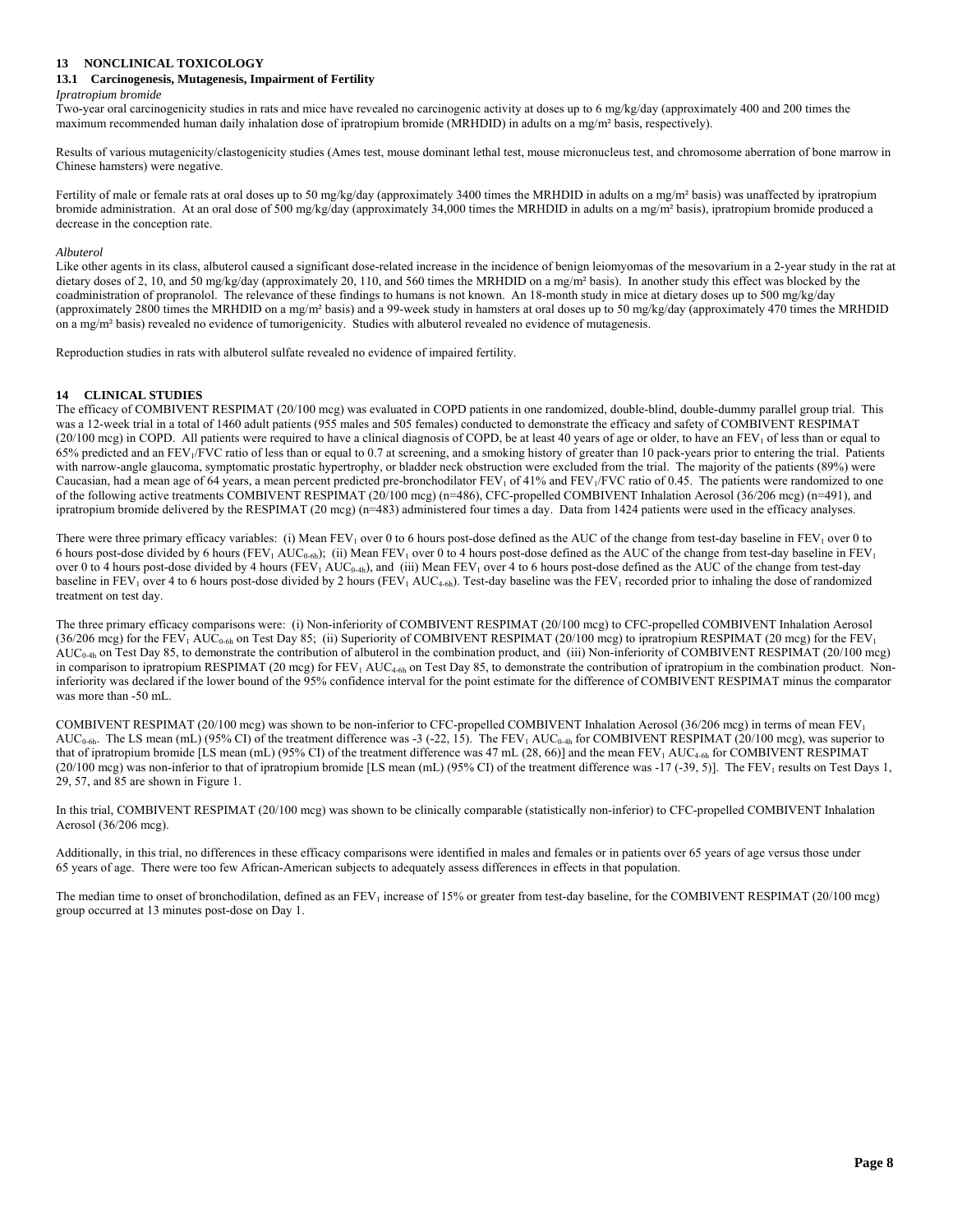## 13 NONCLINICAL TOXICOLOGY

### 13.1 Carcinogenesis, Mutagenesis, Impairment of Fertility

*Ipratropium bromide*

Two-year oral carcinogenicity studies in rats and mice have revealed no carcinogenic activity at doses up to 6 mg/kg/day (approximately 400 and 200 times the maximum recommended human daily inhalation dose of ipratropium bromide (MRHDID) in adults on a mg/m² basis, respectively).

Results of various mutagenicity/clastogenicity studies (Ames test, mouse dominant lethal test, mouse micronucleus test, and chromosome aberration of bone marrow in Chinese hamsters) were negative.

Fertility of male or female rats at oral doses up to 50 mg/kg/day (approximately 3400 times the MRHDID in adults on a mg/m² basis) was unaffected by ipratropium bromide administration. At an oral dose of 500 mg/kg/day (approximately 34,000 times the MRHDID in adults on a mg/m² basis), ipratropium bromide produced a decrease in the conception rate.

*Albuterol*

Like other agents in its class, albuterol caused a significant dose-related increase in the incidence of benign leiomyomas of the mesovarium in a 2-year study in the rat at dietary doses of 2, 10, and 50 mg/kg/day (approximately 20, 110, and 560 times the MRHDID on a mg/m² basis). In another study this effect was blocked by the coadministration of propranolol. The relevance of these findings to humans is not known. An 18-month study in mice at dietary doses up to 500 mg/kg/day (approximately 2800 times the MRHDID on a mg/m² basis) and a 99-week study in hamsters at oral doses up to 50 mg/kg/day (approximately 470 times the MRHDID on a mg/m² basis) revealed no evidence of tumorigenicity. Studies with albuterol revealed no evidence of mutagenesis.

Reproduction studies in rats with albuterol sulfate revealed no evidence of impaired fertility.

## 14 CLINICAL STUDIES

The efficacy of COMBIVENT RESPIMAT (20/100 mcg) was evaluated in COPD patients in one randomized, double-blind, double-dummy parallel group trial. This was a 12-week trial in a total of 1460 adult patients (955 males and 505 females) conducted to demonstrate the efficacy and safety of COMBIVENT RESPIMAT (20/100 mcg) in COPD. All patients were required to have a clinical diagnosis of COPD, be at least 40 years of age or older, to have an $FEV_1$ of less than or equal to 65% predicted and an $FEV_1$/FVC ratio of less than or equal to 0.7 at screening, and a smoking history of greater than 10 pack-years prior to entering the trial. Patients with narrow-angle glaucoma, symptomatic prostatic hypertrophy, or bladder neck obstruction were excluded from the trial. The majority of the patients (89%) were Caucasian, had a mean age of 64 years, a mean percent predicted pre-bronchodilator $FEV_1$ of 41% and $FEV_1$/FVC ratio of 0.45. The patients were randomized to one of the following active treatments COMBIVENT RESPIMAT (20/100 mcg) (n=486), CFC-propelled COMBIVENT Inhalation Aerosol (36/206 mcg) (n=491), and ipratropium bromide delivered by the RESPIMAT (20 mcg) (n=483) administered four times a day. Data from 1424 patients were used in the efficacy analyses.

There were three primary efficacy variables: (i) Mean $FEV_1$ over 0 to 6 hours post-dose defined as the AUC of the change from test-day baseline in $FEV_1$ over 0 to 6 hours post-dose divided by 6 hours ($FEV_1$ $AUC_{0\text{-}6h}$); (ii) Mean $FEV_1$ over 0 to 4 hours post-dose defined as the AUC of the change from test-day baseline in $FEV_1$ over 0 to 4 hours post-dose divided by 4 hours ($FEV_1$ $AUC_{0\text{-}4h}$), and (iii) Mean $FEV_1$ over 4 to 6 hours post-dose defined as the AUC of the change from test-day baseline in $FEV_1$ over 4 to 6 hours post-dose divided by 2 hours ($FEV_1$ $AUC_{4\text{-}6h}$). Test-day baseline was the $FEV_1$ recorded prior to inhaling the dose of randomized treatment on test day.

The three primary efficacy comparisons were: (i) Non-inferiority of COMBIVENT RESPIMAT (20/100 mcg) to CFC-propelled COMBIVENT Inhalation Aerosol (36/206 mcg) for the $FEV_1$ $AUC_{0\text{-}6h}$ on Test Day 85; (ii) Superiority of COMBIVENT RESPIMAT (20/100 mcg) to ipratropium RESPIMAT (20 mcg) for the $FEV_1$ $AUC_{0\text{-}4h}$ on Test Day 85, to demonstrate the contribution of albuterol in the combination product, and (iii) Non-inferiority of COMBIVENT RESPIMAT (20/100 mcg) in comparison to ipratropium RESPIMAT (20 mcg) for $FEV_1$ $AUC_{4\text{-}6h}$ on Test Day 85, to demonstrate the contribution of ipratropium in the combination product. Non-inferiority was declared if the lower bound of the 95% confidence interval for the point estimate for the difference of COMBIVENT RESPIMAT minus the comparator was more than -50 mL.

COMBIVENT RESPIMAT (20/100 mcg) was shown to be non-inferior to CFC-propelled COMBIVENT Inhalation Aerosol (36/206 mcg) in terms of mean $FEV_1$ $AUC_{0\text{-}6h}$. The LS mean (mL) (95% CI) of the treatment difference was -3 (-22, 15). The $FEV_1$ $AUC_{0\text{-}4h}$ for COMBIVENT RESPIMAT (20/100 mcg), was superior to that of ipratropium bromide [LS mean (mL) (95% CI) of the treatment difference was 47 mL (28, 66)] and the mean $FEV_1$ $AUC_{4\text{-}6h}$ for COMBIVENT RESPIMAT (20/100 mcg) was non-inferior to that of ipratropium bromide [LS mean (mL) (95% CI) of the treatment difference was -17 (-39, 5)]. The $FEV_1$ results on Test Days 1, 29, 57, and 85 are shown in Figure 1.

In this trial, COMBIVENT RESPIMAT (20/100 mcg) was shown to be clinically comparable (statistically non-inferior) to CFC-propelled COMBIVENT Inhalation Aerosol (36/206 mcg).

Additionally, in this trial, no differences in these efficacy comparisons were identified in males and females or in patients over 65 years of age versus those under 65 years of age. There were too few African-American subjects to adequately assess differences in effects in that population.

The median time to onset of bronchodilation, defined as an $FEV_1$ increase of 15% or greater from test-day baseline, for the COMBIVENT RESPIMAT (20/100 mcg) group occurred at 13 minutes post-dose on Day 1.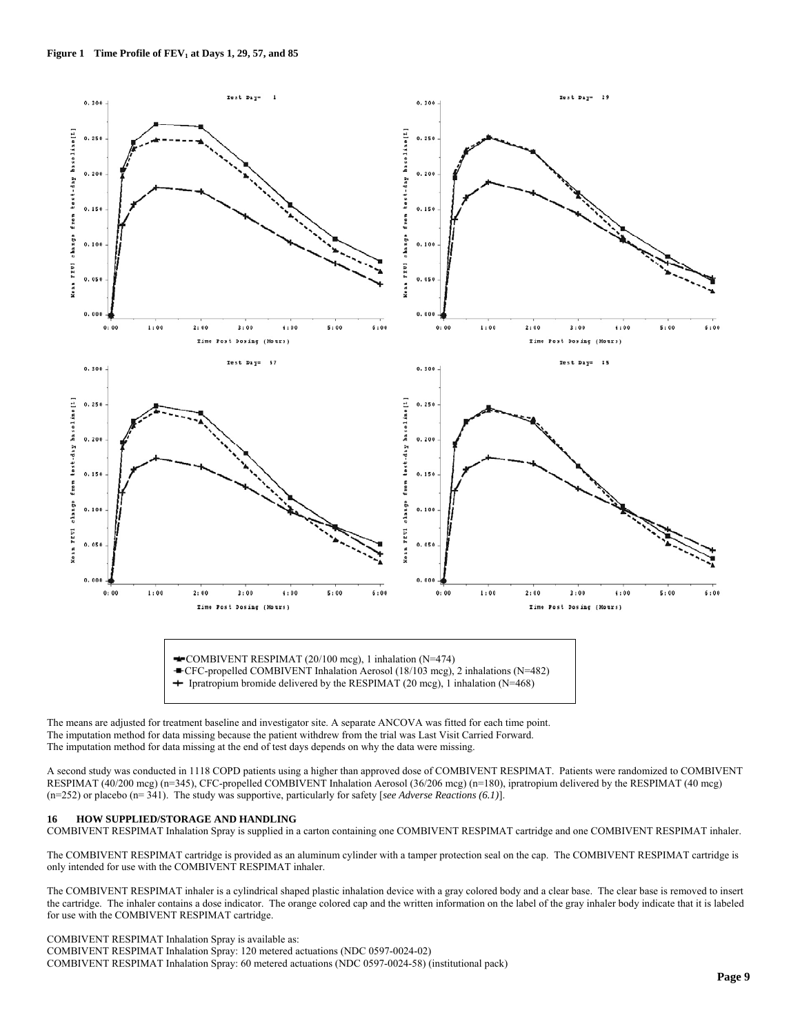**Figure 1 Time Profile of $FEV_1$ at Days 1, 29, 57, and 85**

COMBIVENT RESPIMAT (20/100 mcg), 1 inhalation (N=474)
CFC-propelled COMBIVENT Inhalation Aerosol (18/103 mcg), 2 inhalations (N=482)
Ipratropium bromide delivered by the RESPIMAT (20 mcg), 1 inhalation (N=468)

The means are adjusted for treatment baseline and investigator site. A separate ANCOVA was fitted for each time point.
The imputation method for data missing because the patient withdrew from the trial was Last Visit Carried Forward.
The imputation method for data missing at the end of test days depends on why the data were missing.

A second study was conducted in 1118 COPD patients using a higher than approved dose of COMBIVENT RESPIMAT. Patients were randomized to COMBIVENT RESPIMAT (40/200 mcg) (n=345), CFC-propelled COMBIVENT Inhalation Aerosol (36/206 mcg) (n=180), ipratropium delivered by the RESPIMAT (40 mcg) (n=252) or placebo (n= 341). The study was supportive, particularly for safety [*see Adverse Reactions (6.1)*].

## 16 HOW SUPPLIED/STORAGE AND HANDLING

COMBIVENT RESPIMAT Inhalation Spray is supplied in a carton containing one COMBIVENT RESPIMAT cartridge and one COMBIVENT RESPIMAT inhaler.

The COMBIVENT RESPIMAT cartridge is provided as an aluminum cylinder with a tamper protection seal on the cap. The COMBIVENT RESPIMAT cartridge is only intended for use with the COMBIVENT RESPIMAT inhaler.

The COMBIVENT RESPIMAT inhaler is a cylindrical shaped plastic inhalation device with a gray colored body and a clear base. The clear base is removed to insert the cartridge. The inhaler contains a dose indicator. The orange colored cap and the written information on the label of the gray inhaler body indicate that it is labeled for use with the COMBIVENT RESPIMAT cartridge.

COMBIVENT RESPIMAT Inhalation Spray is available as:
COMBIVENT RESPIMAT Inhalation Spray: 120 metered actuations (NDC 0597-0024-02)
COMBIVENT RESPIMAT Inhalation Spray: 60 metered actuations (NDC 0597-0024-58) (institutional pack)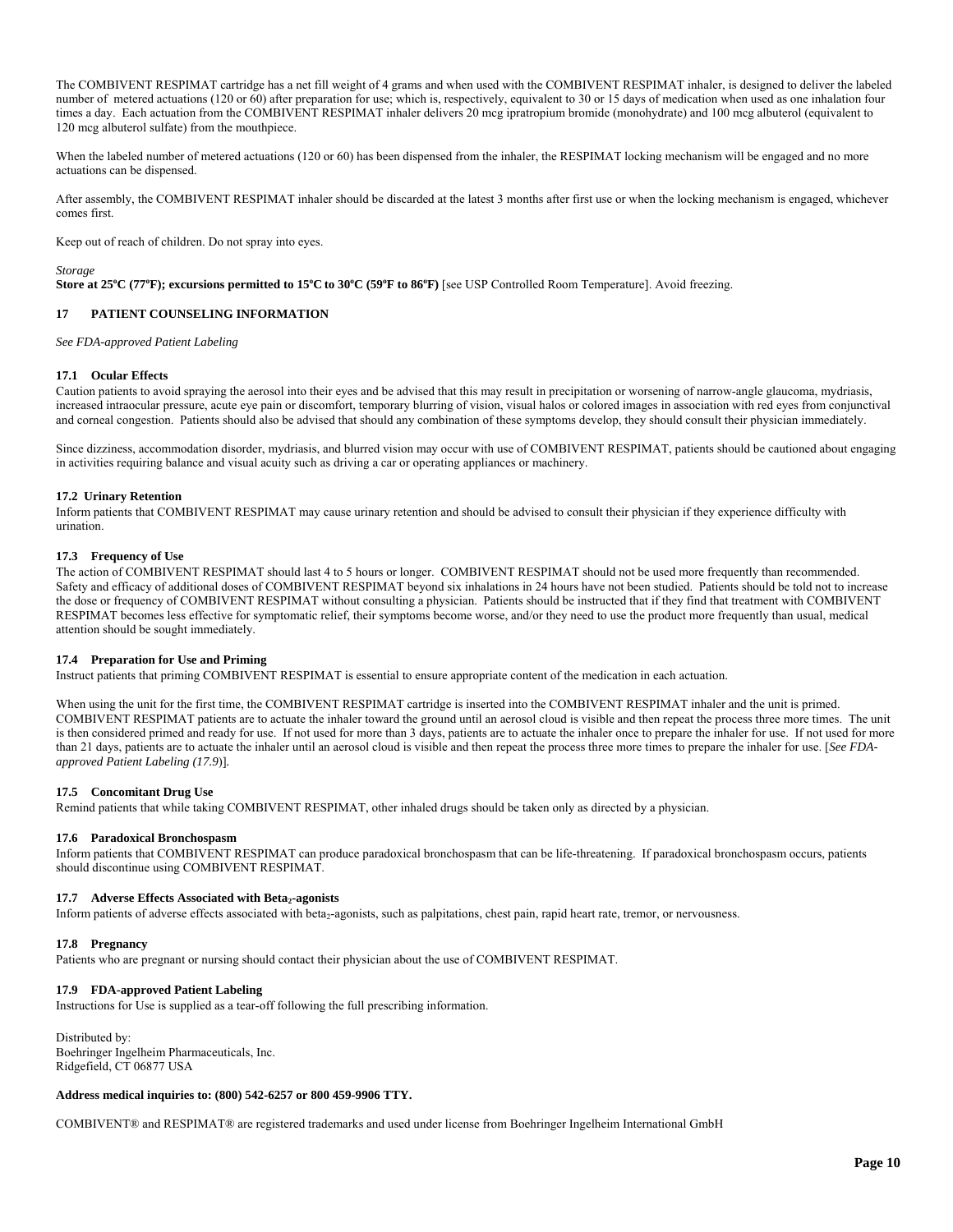The COMBIVENT RESPIMAT cartridge has a net fill weight of 4 grams and when used with the COMBIVENT RESPIMAT inhaler, is designed to deliver the labeled number of metered actuations (120 or 60) after preparation for use; which is, respectively, equivalent to 30 or 15 days of medication when used as one inhalation four times a day. Each actuation from the COMBIVENT RESPIMAT inhaler delivers 20 mcg ipratropium bromide (monohydrate) and 100 mcg albuterol (equivalent to 120 mcg albuterol sulfate) from the mouthpiece.

When the labeled number of metered actuations (120 or 60) has been dispensed from the inhaler, the RESPIMAT locking mechanism will be engaged and no more actuations can be dispensed.

After assembly, the COMBIVENT RESPIMAT inhaler should be discarded at the latest 3 months after first use or when the locking mechanism is engaged, whichever comes first.

Keep out of reach of children. Do not spray into eyes.

*Storage*

**Store at 25ºC (77ºF); excursions permitted to 15ºC to 30ºC (59ºF to 86ºF)** [see USP Controlled Room Temperature]. Avoid freezing.

## 17 PATIENT COUNSELING INFORMATION

*See FDA-approved Patient Labeling*

### 17.1 Ocular Effects

Caution patients to avoid spraying the aerosol into their eyes and be advised that this may result in precipitation or worsening of narrow-angle glaucoma, mydriasis, increased intraocular pressure, acute eye pain or discomfort, temporary blurring of vision, visual halos or colored images in association with red eyes from conjunctival and corneal congestion. Patients should also be advised that should any combination of these symptoms develop, they should consult their physician immediately.

Since dizziness, accommodation disorder, mydriasis, and blurred vision may occur with use of COMBIVENT RESPIMAT, patients should be cautioned about engaging in activities requiring balance and visual acuity such as driving a car or operating appliances or machinery.

### 17.2 Urinary Retention

Inform patients that COMBIVENT RESPIMAT may cause urinary retention and should be advised to consult their physician if they experience difficulty with urination.

### 17.3 Frequency of Use

The action of COMBIVENT RESPIMAT should last 4 to 5 hours or longer. COMBIVENT RESPIMAT should not be used more frequently than recommended. Safety and efficacy of additional doses of COMBIVENT RESPIMAT beyond six inhalations in 24 hours have not been studied. Patients should be told not to increase the dose or frequency of COMBIVENT RESPIMAT without consulting a physician. Patients should be instructed that if they find that treatment with COMBIVENT RESPIMAT becomes less effective for symptomatic relief, their symptoms become worse, and/or they need to use the product more frequently than usual, medical attention should be sought immediately.

### 17.4 Preparation for Use and Priming

Instruct patients that priming COMBIVENT RESPIMAT is essential to ensure appropriate content of the medication in each actuation.

When using the unit for the first time, the COMBIVENT RESPIMAT cartridge is inserted into the COMBIVENT RESPIMAT inhaler and the unit is primed. COMBIVENT RESPIMAT patients are to actuate the inhaler toward the ground until an aerosol cloud is visible and then repeat the process three more times. The unit is then considered primed and ready for use. If not used for more than 3 days, patients are to actuate the inhaler once to prepare the inhaler for use. If not used for more than 21 days, patients are to actuate the inhaler until an aerosol cloud is visible and then repeat the process three more times to prepare the inhaler for use. [*See FDA-approved Patient Labeling (17.9)*].

### 17.5 Concomitant Drug Use

Remind patients that while taking COMBIVENT RESPIMAT, other inhaled drugs should be taken only as directed by a physician.

### 17.6 Paradoxical Bronchospasm

Inform patients that COMBIVENT RESPIMAT can produce paradoxical bronchospasm that can be life-threatening. If paradoxical bronchospasm occurs, patients should discontinue using COMBIVENT RESPIMAT.

### 17.7 Adverse Effects Associated with Beta$_2$-agonists

Inform patients of adverse effects associated with beta$_2$-agonists, such as palpitations, chest pain, rapid heart rate, tremor, or nervousness.

### 17.8 Pregnancy

Patients who are pregnant or nursing should contact their physician about the use of COMBIVENT RESPIMAT.

### 17.9 FDA-approved Patient Labeling

Instructions for Use is supplied as a tear-off following the full prescribing information.

Distributed by:
Boehringer Ingelheim Pharmaceuticals, Inc.
Ridgefield, CT 06877 USA

**Address medical inquiries to: (800) 542-6257 or 800 459-9906 TTY.**

COMBIVENT® and RESPIMAT® are registered trademarks and used under license from Boehringer Ingelheim International GmbH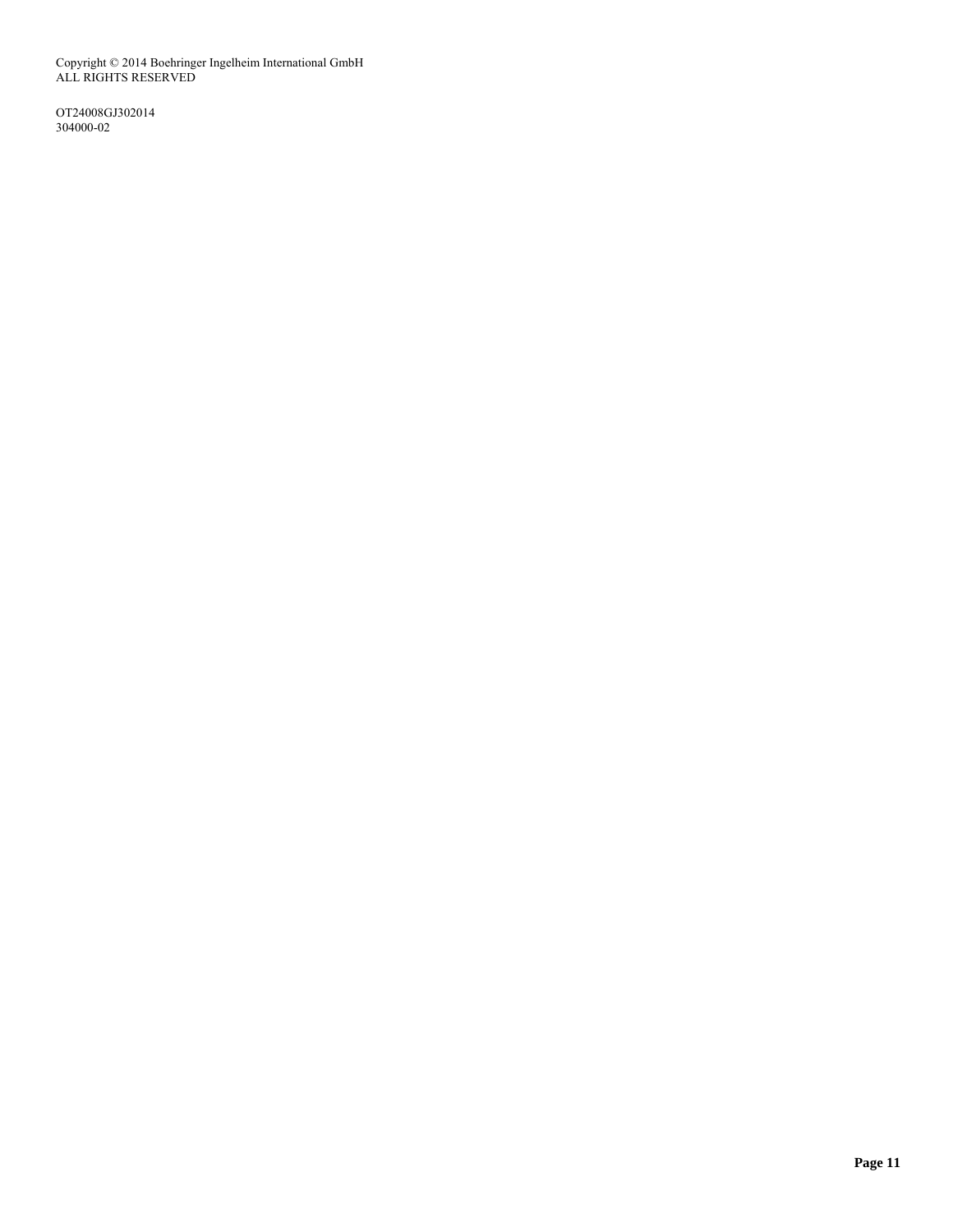Copyright © 2014 Boehringer Ingelheim International GmbH
ALL RIGHTS RESERVED

OT24008GJ302014
304000-02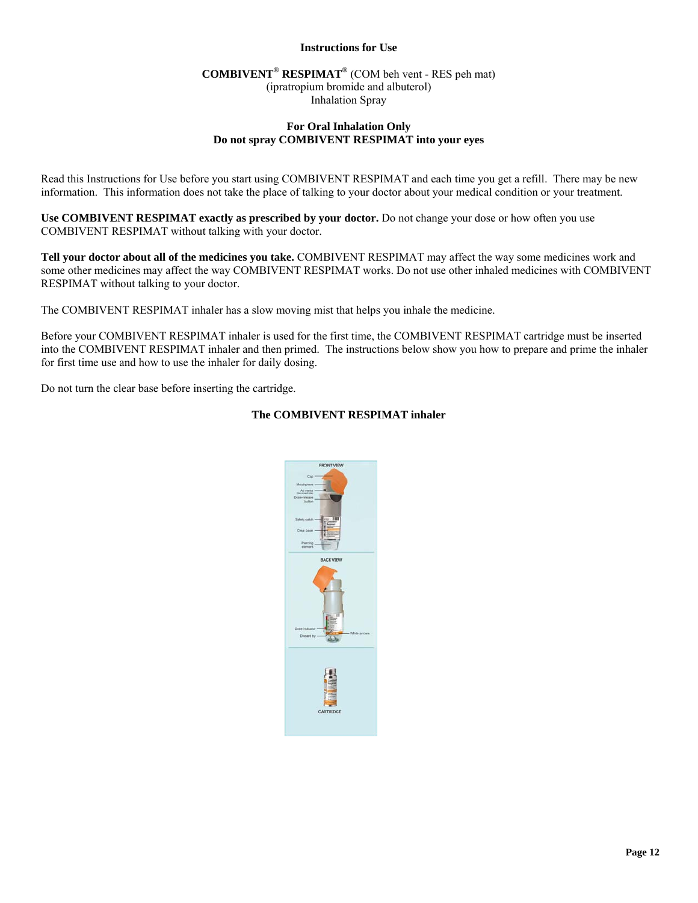# Instructions for Use

**COMBIVENT® RESPIMAT®** (COM beh vent - RES peh mat)
(ipratropium bromide and albuterol)
Inhalation Spray

**For Oral Inhalation Only**
**Do not spray COMBIVENT RESPIMAT into your eyes**

Read this Instructions for Use before you start using COMBIVENT RESPIMAT and each time you get a refill. There may be new information. This information does not take the place of talking to your doctor about your medical condition or your treatment.

**Use COMBIVENT RESPIMAT exactly as prescribed by your doctor.** Do not change your dose or how often you use COMBIVENT RESPIMAT without talking with your doctor.

**Tell your doctor about all of the medicines you take.** COMBIVENT RESPIMAT may affect the way some medicines work and some other medicines may affect the way COMBIVENT RESPIMAT works. Do not use other inhaled medicines with COMBIVENT RESPIMAT without talking to your doctor.

The COMBIVENT RESPIMAT inhaler has a slow moving mist that helps you inhale the medicine.

Before your COMBIVENT RESPIMAT inhaler is used for the first time, the COMBIVENT RESPIMAT cartridge must be inserted into the COMBIVENT RESPIMAT inhaler and then primed. The instructions below show you how to prepare and prime the inhaler for first time use and how to use the inhaler for daily dosing.

Do not turn the clear base before inserting the cartridge.

**The COMBIVENT RESPIMAT inhaler**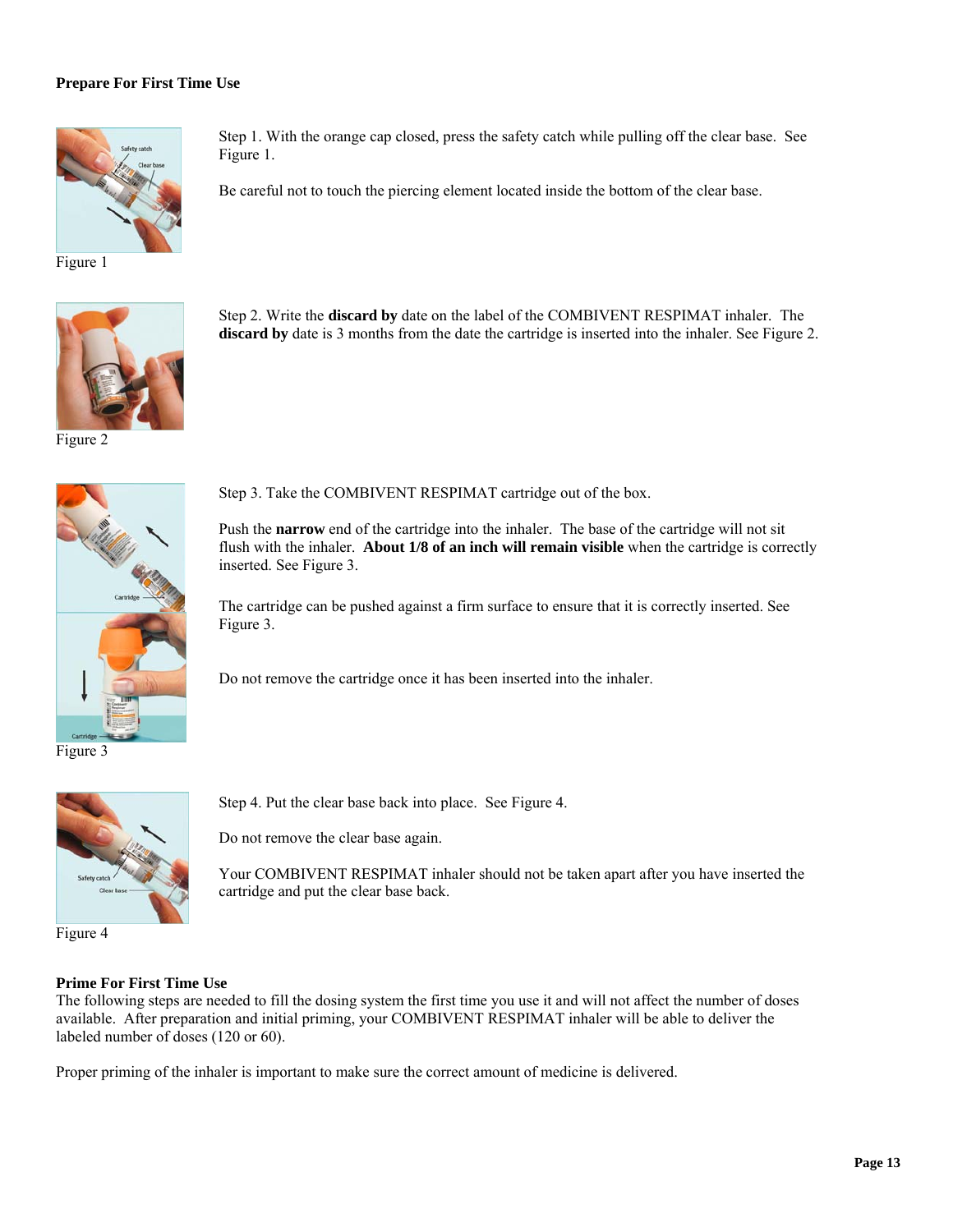**Prepare For First Time Use**

Figure 1

Step 1. With the orange cap closed, press the safety catch while pulling off the clear base. See Figure 1.

Be careful not to touch the piercing element located inside the bottom of the clear base.

Figure 2

Step 2. Write the **discard by** date on the label of the COMBIVENT RESPIMAT inhaler. The **discard by** date is 3 months from the date the cartridge is inserted into the inhaler. See Figure 2.

Figure 3

Step 3. Take the COMBIVENT RESPIMAT cartridge out of the box.

Push the **narrow** end of the cartridge into the inhaler. The base of the cartridge will not sit flush with the inhaler. **About 1/8 of an inch will remain visible** when the cartridge is correctly inserted. See Figure 3.

The cartridge can be pushed against a firm surface to ensure that it is correctly inserted. See Figure 3.

Do not remove the cartridge once it has been inserted into the inhaler.

Figure 4

Step 4. Put the clear base back into place. See Figure 4.

Do not remove the clear base again.

Your COMBIVENT RESPIMAT inhaler should not be taken apart after you have inserted the cartridge and put the clear base back.

**Prime For First Time Use**

The following steps are needed to fill the dosing system the first time you use it and will not affect the number of doses available. After preparation and initial priming, your COMBIVENT RESPIMAT inhaler will be able to deliver the labeled number of doses (120 or 60).

Proper priming of the inhaler is important to make sure the correct amount of medicine is delivered.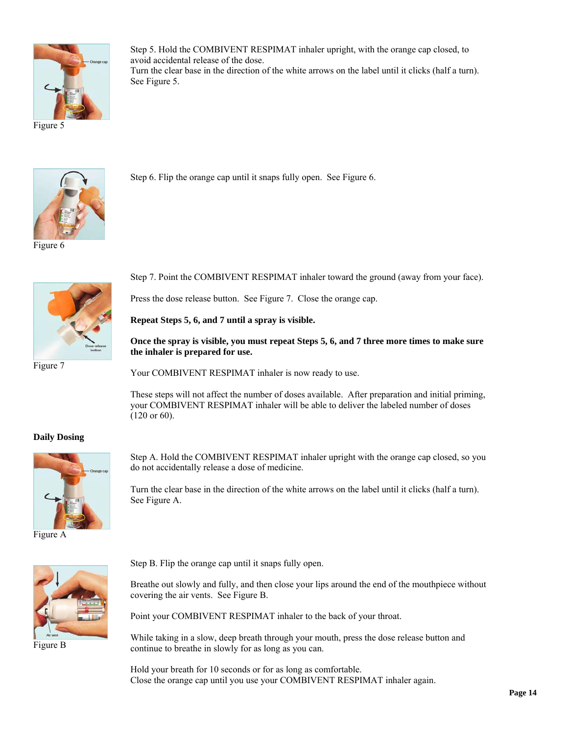Figure 5

Step 5. Hold the COMBIVENT RESPIMAT inhaler upright, with the orange cap closed, to avoid accidental release of the dose.
Turn the clear base in the direction of the white arrows on the label until it clicks (half a turn). See Figure 5.

Figure 6

Step 6. Flip the orange cap until it snaps fully open. See Figure 6.

Figure 7

Step 7. Point the COMBIVENT RESPIMAT inhaler toward the ground (away from your face).

Press the dose release button. See Figure 7. Close the orange cap.

**Repeat Steps 5, 6, and 7 until a spray is visible.**

**Once the spray is visible, you must repeat Steps 5, 6, and 7 three more times to make sure the inhaler is prepared for use.**

Your COMBIVENT RESPIMAT inhaler is now ready to use.

These steps will not affect the number of doses available. After preparation and initial priming, your COMBIVENT RESPIMAT inhaler will be able to deliver the labeled number of doses (120 or 60).

**Daily Dosing**

Figure A

Step A. Hold the COMBIVENT RESPIMAT inhaler upright with the orange cap closed, so you do not accidentally release a dose of medicine.

Turn the clear base in the direction of the white arrows on the label until it clicks (half a turn). See Figure A.

Figure B

Step B. Flip the orange cap until it snaps fully open.

Breathe out slowly and fully, and then close your lips around the end of the mouthpiece without covering the air vents. See Figure B.

Point your COMBIVENT RESPIMAT inhaler to the back of your throat.

While taking in a slow, deep breath through your mouth, press the dose release button and continue to breathe in slowly for as long as you can.

Hold your breath for 10 seconds or for as long as comfortable.
Close the orange cap until you use your COMBIVENT RESPIMAT inhaler again.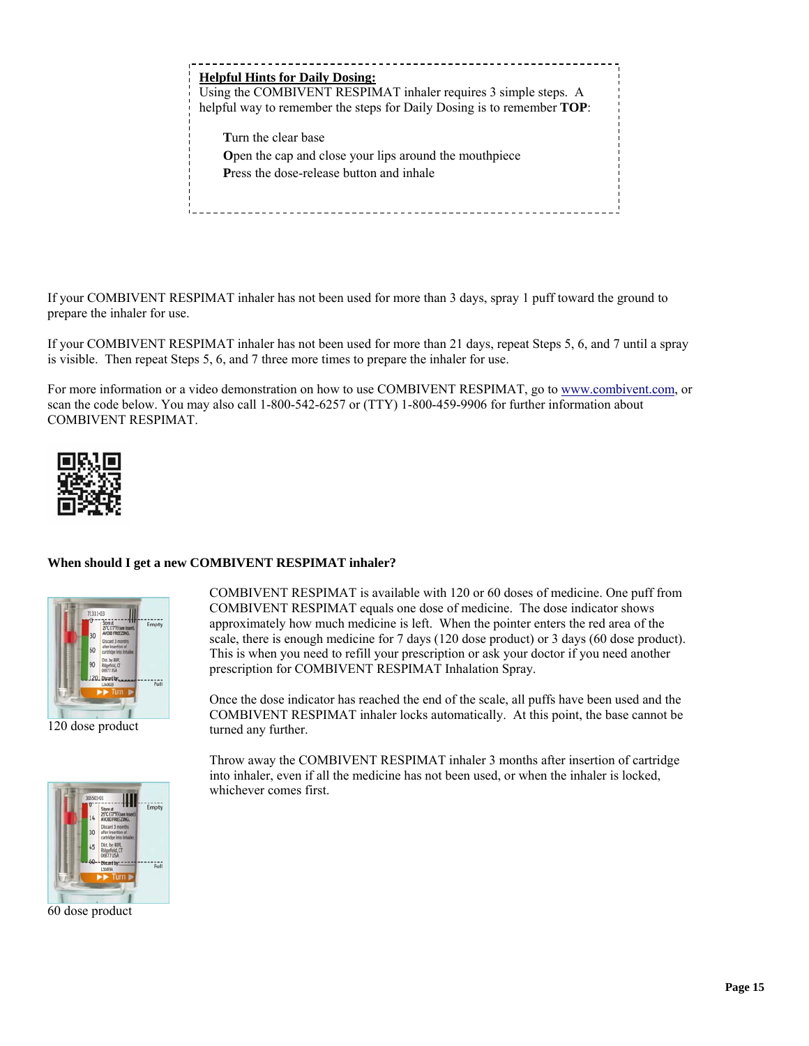**Helpful Hints for Daily Dosing:**
Using the COMBIVENT RESPIMAT inhaler requires 3 simple steps. A helpful way to remember the steps for Daily Dosing is to remember **TOP**:

**T**urn the clear base
**O**pen the cap and close your lips around the mouthpiece
**P**ress the dose-release button and inhale

If your COMBIVENT RESPIMAT inhaler has not been used for more than 3 days, spray 1 puff toward the ground to prepare the inhaler for use.

If your COMBIVENT RESPIMAT inhaler has not been used for more than 21 days, repeat Steps 5, 6, and 7 until a spray is visible. Then repeat Steps 5, 6, and 7 three more times to prepare the inhaler for use.

For more information or a video demonstration on how to use COMBIVENT RESPIMAT, go to www.combivent.com, or scan the code below. You may also call 1-800-542-6257 or (TTY) 1-800-459-9906 for further information about COMBIVENT RESPIMAT.

**When should I get a new COMBIVENT RESPIMAT inhaler?**

120 dose product

60 dose product

COMBIVENT RESPIMAT is available with 120 or 60 doses of medicine. One puff from COMBIVENT RESPIMAT equals one dose of medicine. The dose indicator shows approximately how much medicine is left. When the pointer enters the red area of the scale, there is enough medicine for 7 days (120 dose product) or 3 days (60 dose product). This is when you need to refill your prescription or ask your doctor if you need another prescription for COMBIVENT RESPIMAT Inhalation Spray.

Once the dose indicator has reached the end of the scale, all puffs have been used and the COMBIVENT RESPIMAT inhaler locks automatically. At this point, the base cannot be turned any further.

Throw away the COMBIVENT RESPIMAT inhaler 3 months after insertion of cartridge into inhaler, even if all the medicine has not been used, or when the inhaler is locked, whichever comes first.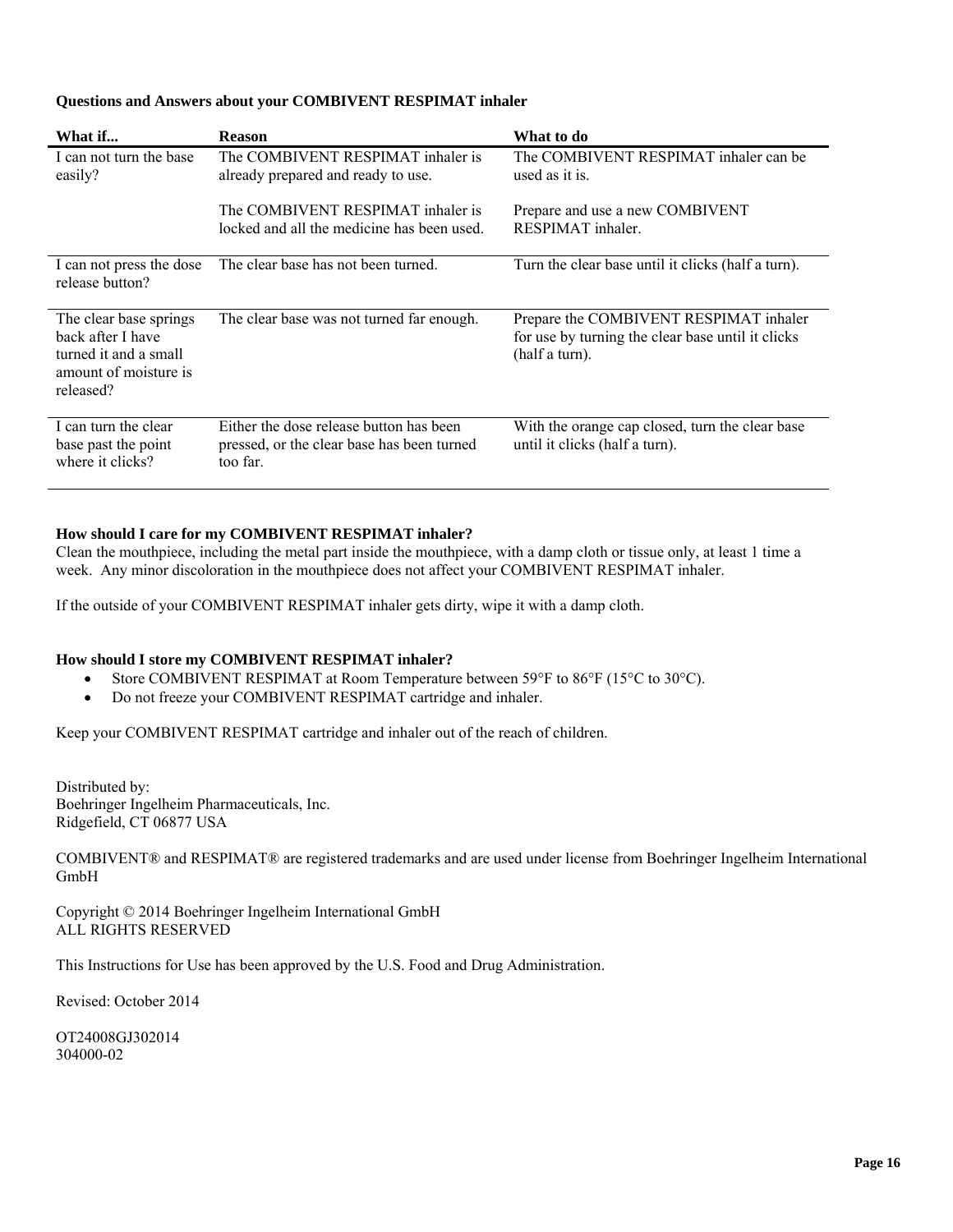**Questions and Answers about your COMBIVENT RESPIMAT inhaler**

| What if... | Reason | What to do |
|---|---|---|
| I can not turn the base easily? | The COMBIVENT RESPIMAT inhaler is already prepared and ready to use. | The COMBIVENT RESPIMAT inhaler can be used as it is. |
| | The COMBIVENT RESPIMAT inhaler is locked and all the medicine has been used. | Prepare and use a new COMBIVENT RESPIMAT inhaler. |
| I can not press the dose release button? | The clear base has not been turned. | Turn the clear base until it clicks (half a turn). |
| The clear base springs back after I have turned it and a small amount of moisture is released? | The clear base was not turned far enough. | Prepare the COMBIVENT RESPIMAT inhaler for use by turning the clear base until it clicks (half a turn). |
| I can turn the clear base past the point where it clicks? | Either the dose release button has been pressed, or the clear base has been turned too far. | With the orange cap closed, turn the clear base until it clicks (half a turn). |

**How should I care for my COMBIVENT RESPIMAT inhaler?**

Clean the mouthpiece, including the metal part inside the mouthpiece, with a damp cloth or tissue only, at least 1 time a week. Any minor discoloration in the mouthpiece does not affect your COMBIVENT RESPIMAT inhaler.

If the outside of your COMBIVENT RESPIMAT inhaler gets dirty, wipe it with a damp cloth.

**How should I store my COMBIVENT RESPIMAT inhaler?**

- Store COMBIVENT RESPIMAT at Room Temperature between 59°F to 86°F (15°C to 30°C).
- Do not freeze your COMBIVENT RESPIMAT cartridge and inhaler.

Keep your COMBIVENT RESPIMAT cartridge and inhaler out of the reach of children.

Distributed by:
Boehringer Ingelheim Pharmaceuticals, Inc.
Ridgefield, CT 06877 USA

COMBIVENT® and RESPIMAT® are registered trademarks and are used under license from Boehringer Ingelheim International GmbH

Copyright © 2014 Boehringer Ingelheim International GmbH
ALL RIGHTS RESERVED

This Instructions for Use has been approved by the U.S. Food and Drug Administration.

Revised: October 2014

OT24008GJ302014
304000-02